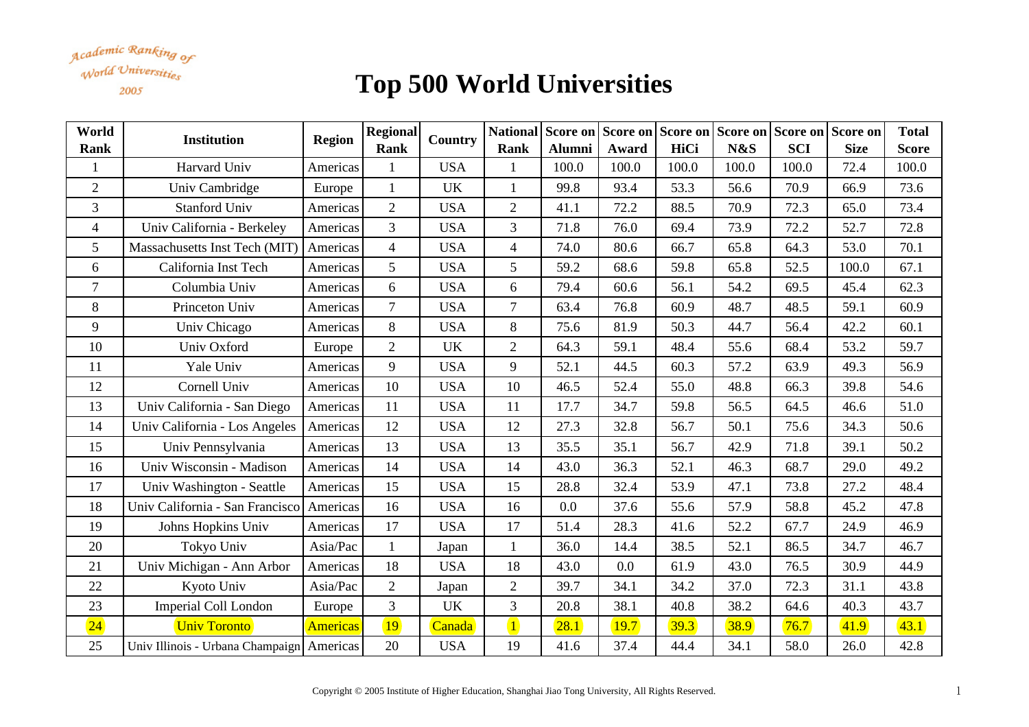Academic Ranking of World Universities 2005

# Top 500 World Universities

| World Rank | Institution | Region | Regional Rank | Country | National Rank | Score on Alumni | Score on Award | Score on HiCi | Score on N&S | Score on SCI | Score on Size | Total Score |
|---|---|---|---|---|---|---|---|---|---|---|---|---|
| 1 | Harvard Univ | Americas | 1 | USA | 1 | 100.0 | 100.0 | 100.0 | 100.0 | 100.0 | 72.4 | 100.0 |
| 2 | Univ Cambridge | Europe | 1 | UK | 1 | 99.8 | 93.4 | 53.3 | 56.6 | 70.9 | 66.9 | 73.6 |
| 3 | Stanford Univ | Americas | 2 | USA | 2 | 41.1 | 72.2 | 88.5 | 70.9 | 72.3 | 65.0 | 73.4 |
| 4 | Univ California - Berkeley | Americas | 3 | USA | 3 | 71.8 | 76.0 | 69.4 | 73.9 | 72.2 | 52.7 | 72.8 |
| 5 | Massachusetts Inst Tech (MIT) | Americas | 4 | USA | 4 | 74.0 | 80.6 | 66.7 | 65.8 | 64.3 | 53.0 | 70.1 |
| 6 | California Inst Tech | Americas | 5 | USA | 5 | 59.2 | 68.6 | 59.8 | 65.8 | 52.5 | 100.0 | 67.1 |
| 7 | Columbia Univ | Americas | 6 | USA | 6 | 79.4 | 60.6 | 56.1 | 54.2 | 69.5 | 45.4 | 62.3 |
| 8 | Princeton Univ | Americas | 7 | USA | 7 | 63.4 | 76.8 | 60.9 | 48.7 | 48.5 | 59.1 | 60.9 |
| 9 | Univ Chicago | Americas | 8 | USA | 8 | 75.6 | 81.9 | 50.3 | 44.7 | 56.4 | 42.2 | 60.1 |
| 10 | Univ Oxford | Europe | 2 | UK | 2 | 64.3 | 59.1 | 48.4 | 55.6 | 68.4 | 53.2 | 59.7 |
| 11 | Yale Univ | Americas | 9 | USA | 9 | 52.1 | 44.5 | 60.3 | 57.2 | 63.9 | 49.3 | 56.9 |
| 12 | Cornell Univ | Americas | 10 | USA | 10 | 46.5 | 52.4 | 55.0 | 48.8 | 66.3 | 39.8 | 54.6 |
| 13 | Univ California - San Diego | Americas | 11 | USA | 11 | 17.7 | 34.7 | 59.8 | 56.5 | 64.5 | 46.6 | 51.0 |
| 14 | Univ California - Los Angeles | Americas | 12 | USA | 12 | 27.3 | 32.8 | 56.7 | 50.1 | 75.6 | 34.3 | 50.6 |
| 15 | Univ Pennsylvania | Americas | 13 | USA | 13 | 35.5 | 35.1 | 56.7 | 42.9 | 71.8 | 39.1 | 50.2 |
| 16 | Univ Wisconsin - Madison | Americas | 14 | USA | 14 | 43.0 | 36.3 | 52.1 | 46.3 | 68.7 | 29.0 | 49.2 |
| 17 | Univ Washington - Seattle | Americas | 15 | USA | 15 | 28.8 | 32.4 | 53.9 | 47.1 | 73.8 | 27.2 | 48.4 |
| 18 | Univ California - San Francisco | Americas | 16 | USA | 16 | 0.0 | 37.6 | 55.6 | 57.9 | 58.8 | 45.2 | 47.8 |
| 19 | Johns Hopkins Univ | Americas | 17 | USA | 17 | 51.4 | 28.3 | 41.6 | 52.2 | 67.7 | 24.9 | 46.9 |
| 20 | Tokyo Univ | Asia/Pac | 1 | Japan | 1 | 36.0 | 14.4 | 38.5 | 52.1 | 86.5 | 34.7 | 46.7 |
| 21 | Univ Michigan - Ann Arbor | Americas | 18 | USA | 18 | 43.0 | 0.0 | 61.9 | 43.0 | 76.5 | 30.9 | 44.9 |
| 22 | Kyoto Univ | Asia/Pac | 2 | Japan | 2 | 39.7 | 34.1 | 34.2 | 37.0 | 72.3 | 31.1 | 43.8 |
| 23 | Imperial Coll London | Europe | 3 | UK | 3 | 20.8 | 38.1 | 40.8 | 38.2 | 64.6 | 40.3 | 43.7 |
| 24 | Univ Toronto | Americas | 19 | Canada | 1 | 28.1 | 19.7 | 39.3 | 38.9 | 76.7 | 41.9 | 43.1 |
| 25 | Univ Illinois - Urbana Champaign | Americas | 20 | USA | 19 | 41.6 | 37.4 | 44.4 | 34.1 | 58.0 | 26.0 | 42.8 |

Copyright © 2005 Institute of Higher Education, Shanghai Jiao Tong University, All Rights Reserved.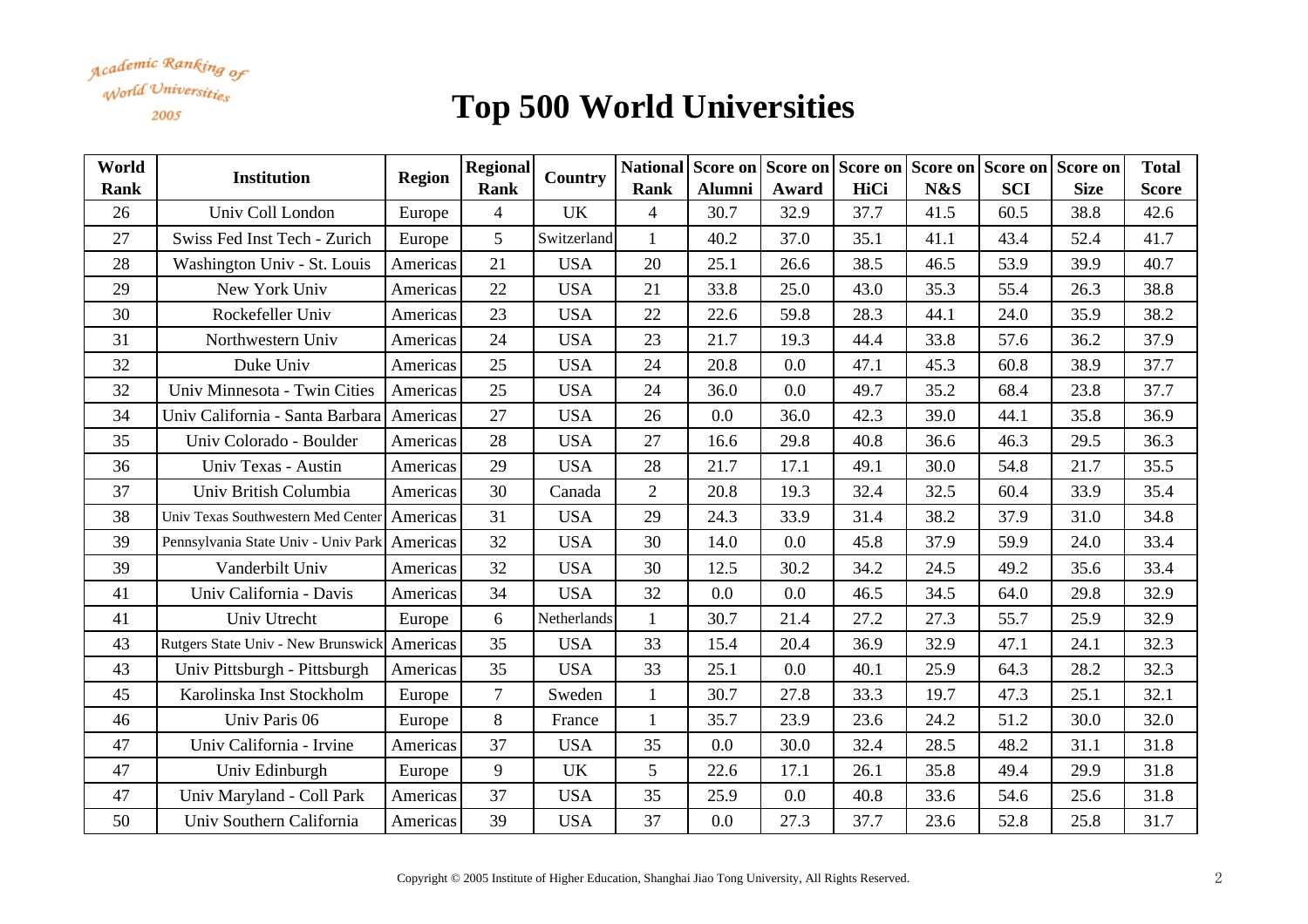# Top 500 World Universities

| World Rank | Institution | Region | Regional Rank | Country | National Rank | Score on Alumni | Score on Award | Score on HiCi | Score on N&S | Score on SCI | Score on Size | Total Score |
|---|---|---|---|---|---|---|---|---|---|---|---|---|
| 26 | Univ Coll London | Europe | 4 | UK | 4 | 30.7 | 32.9 | 37.7 | 41.5 | 60.5 | 38.8 | 42.6 |
| 27 | Swiss Fed Inst Tech - Zurich | Europe | 5 | Switzerland | 1 | 40.2 | 37.0 | 35.1 | 41.1 | 43.4 | 52.4 | 41.7 |
| 28 | Washington Univ - St. Louis | Americas | 21 | USA | 20 | 25.1 | 26.6 | 38.5 | 46.5 | 53.9 | 39.9 | 40.7 |
| 29 | New York Univ | Americas | 22 | USA | 21 | 33.8 | 25.0 | 43.0 | 35.3 | 55.4 | 26.3 | 38.8 |
| 30 | Rockefeller Univ | Americas | 23 | USA | 22 | 22.6 | 59.8 | 28.3 | 44.1 | 24.0 | 35.9 | 38.2 |
| 31 | Northwestern Univ | Americas | 24 | USA | 23 | 21.7 | 19.3 | 44.4 | 33.8 | 57.6 | 36.2 | 37.9 |
| 32 | Duke Univ | Americas | 25 | USA | 24 | 20.8 | 0.0 | 47.1 | 45.3 | 60.8 | 38.9 | 37.7 |
| 32 | Univ Minnesota - Twin Cities | Americas | 25 | USA | 24 | 36.0 | 0.0 | 49.7 | 35.2 | 68.4 | 23.8 | 37.7 |
| 34 | Univ California - Santa Barbara | Americas | 27 | USA | 26 | 0.0 | 36.0 | 42.3 | 39.0 | 44.1 | 35.8 | 36.9 |
| 35 | Univ Colorado - Boulder | Americas | 28 | USA | 27 | 16.6 | 29.8 | 40.8 | 36.6 | 46.3 | 29.5 | 36.3 |
| 36 | Univ Texas - Austin | Americas | 29 | USA | 28 | 21.7 | 17.1 | 49.1 | 30.0 | 54.8 | 21.7 | 35.5 |
| 37 | Univ British Columbia | Americas | 30 | Canada | 2 | 20.8 | 19.3 | 32.4 | 32.5 | 60.4 | 33.9 | 35.4 |
| 38 | Univ Texas Southwestern Med Center | Americas | 31 | USA | 29 | 24.3 | 33.9 | 31.4 | 38.2 | 37.9 | 31.0 | 34.8 |
| 39 | Pennsylvania State Univ - Univ Park | Americas | 32 | USA | 30 | 14.0 | 0.0 | 45.8 | 37.9 | 59.9 | 24.0 | 33.4 |
| 39 | Vanderbilt Univ | Americas | 32 | USA | 30 | 12.5 | 30.2 | 34.2 | 24.5 | 49.2 | 35.6 | 33.4 |
| 41 | Univ California - Davis | Americas | 34 | USA | 32 | 0.0 | 0.0 | 46.5 | 34.5 | 64.0 | 29.8 | 32.9 |
| 41 | Univ Utrecht | Europe | 6 | Netherlands | 1 | 30.7 | 21.4 | 27.2 | 27.3 | 55.7 | 25.9 | 32.9 |
| 43 | Rutgers State Univ - New Brunswick | Americas | 35 | USA | 33 | 15.4 | 20.4 | 36.9 | 32.9 | 47.1 | 24.1 | 32.3 |
| 43 | Univ Pittsburgh - Pittsburgh | Americas | 35 | USA | 33 | 25.1 | 0.0 | 40.1 | 25.9 | 64.3 | 28.2 | 32.3 |
| 45 | Karolinska Inst Stockholm | Europe | 7 | Sweden | 1 | 30.7 | 27.8 | 33.3 | 19.7 | 47.3 | 25.1 | 32.1 |
| 46 | Univ Paris 06 | Europe | 8 | France | 1 | 35.7 | 23.9 | 23.6 | 24.2 | 51.2 | 30.0 | 32.0 |
| 47 | Univ California - Irvine | Americas | 37 | USA | 35 | 0.0 | 30.0 | 32.4 | 28.5 | 48.2 | 31.1 | 31.8 |
| 47 | Univ Edinburgh | Europe | 9 | UK | 5 | 22.6 | 17.1 | 26.1 | 35.8 | 49.4 | 29.9 | 31.8 |
| 47 | Univ Maryland - Coll Park | Americas | 37 | USA | 35 | 25.9 | 0.0 | 40.8 | 33.6 | 54.6 | 25.6 | 31.8 |
| 50 | Univ Southern California | Americas | 39 | USA | 37 | 0.0 | 27.3 | 37.7 | 23.6 | 52.8 | 25.8 | 31.7 |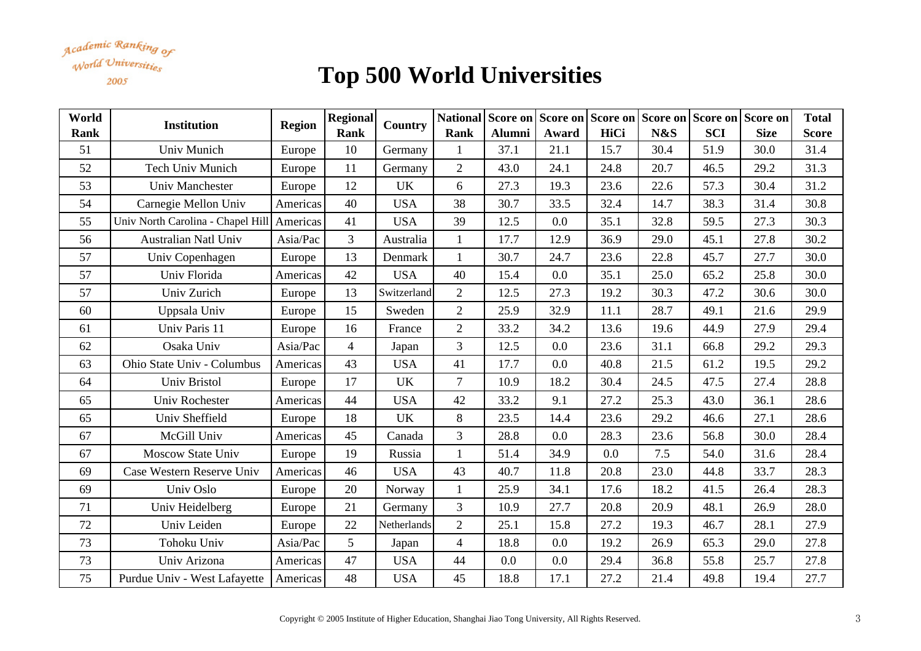# Top 500 World Universities

| World Rank | Institution | Region | Regional Rank | Country | National Rank | Score on Alumni | Score on Award | Score on HiCi | Score on N&S | Score on SCI | Score on Size | Total Score |
|---|---|---|---|---|---|---|---|---|---|---|---|---|
| 51 | Univ Munich | Europe | 10 | Germany | 1 | 37.1 | 21.1 | 15.7 | 30.4 | 51.9 | 30.0 | 31.4 |
| 52 | Tech Univ Munich | Europe | 11 | Germany | 2 | 43.0 | 24.1 | 24.8 | 20.7 | 46.5 | 29.2 | 31.3 |
| 53 | Univ Manchester | Europe | 12 | UK | 6 | 27.3 | 19.3 | 23.6 | 22.6 | 57.3 | 30.4 | 31.2 |
| 54 | Carnegie Mellon Univ | Americas | 40 | USA | 38 | 30.7 | 33.5 | 32.4 | 14.7 | 38.3 | 31.4 | 30.8 |
| 55 | Univ North Carolina - Chapel Hill | Americas | 41 | USA | 39 | 12.5 | 0.0 | 35.1 | 32.8 | 59.5 | 27.3 | 30.3 |
| 56 | Australian Natl Univ | Asia/Pac | 3 | Australia | 1 | 17.7 | 12.9 | 36.9 | 29.0 | 45.1 | 27.8 | 30.2 |
| 57 | Univ Copenhagen | Europe | 13 | Denmark | 1 | 30.7 | 24.7 | 23.6 | 22.8 | 45.7 | 27.7 | 30.0 |
| 57 | Univ Florida | Americas | 42 | USA | 40 | 15.4 | 0.0 | 35.1 | 25.0 | 65.2 | 25.8 | 30.0 |
| 57 | Univ Zurich | Europe | 13 | Switzerland | 2 | 12.5 | 27.3 | 19.2 | 30.3 | 47.2 | 30.6 | 30.0 |
| 60 | Uppsala Univ | Europe | 15 | Sweden | 2 | 25.9 | 32.9 | 11.1 | 28.7 | 49.1 | 21.6 | 29.9 |
| 61 | Univ Paris 11 | Europe | 16 | France | 2 | 33.2 | 34.2 | 13.6 | 19.6 | 44.9 | 27.9 | 29.4 |
| 62 | Osaka Univ | Asia/Pac | 4 | Japan | 3 | 12.5 | 0.0 | 23.6 | 31.1 | 66.8 | 29.2 | 29.3 |
| 63 | Ohio State Univ - Columbus | Americas | 43 | USA | 41 | 17.7 | 0.0 | 40.8 | 21.5 | 61.2 | 19.5 | 29.2 |
| 64 | Univ Bristol | Europe | 17 | UK | 7 | 10.9 | 18.2 | 30.4 | 24.5 | 47.5 | 27.4 | 28.8 |
| 65 | Univ Rochester | Americas | 44 | USA | 42 | 33.2 | 9.1 | 27.2 | 25.3 | 43.0 | 36.1 | 28.6 |
| 65 | Univ Sheffield | Europe | 18 | UK | 8 | 23.5 | 14.4 | 23.6 | 29.2 | 46.6 | 27.1 | 28.6 |
| 67 | McGill Univ | Americas | 45 | Canada | 3 | 28.8 | 0.0 | 28.3 | 23.6 | 56.8 | 30.0 | 28.4 |
| 67 | Moscow State Univ | Europe | 19 | Russia | 1 | 51.4 | 34.9 | 0.0 | 7.5 | 54.0 | 31.6 | 28.4 |
| 69 | Case Western Reserve Univ | Americas | 46 | USA | 43 | 40.7 | 11.8 | 20.8 | 23.0 | 44.8 | 33.7 | 28.3 |
| 69 | Univ Oslo | Europe | 20 | Norway | 1 | 25.9 | 34.1 | 17.6 | 18.2 | 41.5 | 26.4 | 28.3 |
| 71 | Univ Heidelberg | Europe | 21 | Germany | 3 | 10.9 | 27.7 | 20.8 | 20.9 | 48.1 | 26.9 | 28.0 |
| 72 | Univ Leiden | Europe | 22 | Netherlands | 2 | 25.1 | 15.8 | 27.2 | 19.3 | 46.7 | 28.1 | 27.9 |
| 73 | Tohoku Univ | Asia/Pac | 5 | Japan | 4 | 18.8 | 0.0 | 19.2 | 26.9 | 65.3 | 29.0 | 27.8 |
| 73 | Univ Arizona | Americas | 47 | USA | 44 | 0.0 | 0.0 | 29.4 | 36.8 | 55.8 | 25.7 | 27.8 |
| 75 | Purdue Univ - West Lafayette | Americas | 48 | USA | 45 | 18.8 | 17.1 | 27.2 | 21.4 | 49.8 | 19.4 | 27.7 |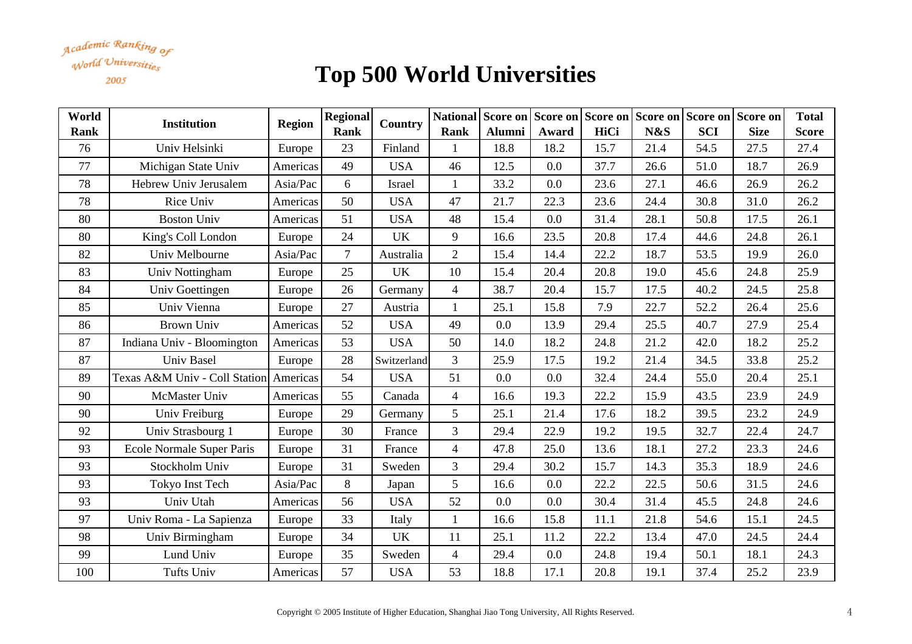Academic Ranking of World Universities 2005

# Top 500 World Universities

| World Rank | Institution | Region | Regional Rank | Country | National Rank | Score on Alumni | Score on Award | Score on HiCi | Score on N&S | Score on SCI | Score on Size | Total Score |
|---|---|---|---|---|---|---|---|---|---|---|---|---|
| 76 | Univ Helsinki | Europe | 23 | Finland | 1 | 18.8 | 18.2 | 15.7 | 21.4 | 54.5 | 27.5 | 27.4 |
| 77 | Michigan State Univ | Americas | 49 | USA | 46 | 12.5 | 0.0 | 37.7 | 26.6 | 51.0 | 18.7 | 26.9 |
| 78 | Hebrew Univ Jerusalem | Asia/Pac | 6 | Israel | 1 | 33.2 | 0.0 | 23.6 | 27.1 | 46.6 | 26.9 | 26.2 |
| 78 | Rice Univ | Americas | 50 | USA | 47 | 21.7 | 22.3 | 23.6 | 24.4 | 30.8 | 31.0 | 26.2 |
| 80 | Boston Univ | Americas | 51 | USA | 48 | 15.4 | 0.0 | 31.4 | 28.1 | 50.8 | 17.5 | 26.1 |
| 80 | King's Coll London | Europe | 24 | UK | 9 | 16.6 | 23.5 | 20.8 | 17.4 | 44.6 | 24.8 | 26.1 |
| 82 | Univ Melbourne | Asia/Pac | 7 | Australia | 2 | 15.4 | 14.4 | 22.2 | 18.7 | 53.5 | 19.9 | 26.0 |
| 83 | Univ Nottingham | Europe | 25 | UK | 10 | 15.4 | 20.4 | 20.8 | 19.0 | 45.6 | 24.8 | 25.9 |
| 84 | Univ Goettingen | Europe | 26 | Germany | 4 | 38.7 | 20.4 | 15.7 | 17.5 | 40.2 | 24.5 | 25.8 |
| 85 | Univ Vienna | Europe | 27 | Austria | 1 | 25.1 | 15.8 | 7.9 | 22.7 | 52.2 | 26.4 | 25.6 |
| 86 | Brown Univ | Americas | 52 | USA | 49 | 0.0 | 13.9 | 29.4 | 25.5 | 40.7 | 27.9 | 25.4 |
| 87 | Indiana Univ - Bloomington | Americas | 53 | USA | 50 | 14.0 | 18.2 | 24.8 | 21.2 | 42.0 | 18.2 | 25.2 |
| 87 | Univ Basel | Europe | 28 | Switzerland | 3 | 25.9 | 17.5 | 19.2 | 21.4 | 34.5 | 33.8 | 25.2 |
| 89 | Texas A&M Univ - Coll Station | Americas | 54 | USA | 51 | 0.0 | 0.0 | 32.4 | 24.4 | 55.0 | 20.4 | 25.1 |
| 90 | McMaster Univ | Americas | 55 | Canada | 4 | 16.6 | 19.3 | 22.2 | 15.9 | 43.5 | 23.9 | 24.9 |
| 90 | Univ Freiburg | Europe | 29 | Germany | 5 | 25.1 | 21.4 | 17.6 | 18.2 | 39.5 | 23.2 | 24.9 |
| 92 | Univ Strasbourg 1 | Europe | 30 | France | 3 | 29.4 | 22.9 | 19.2 | 19.5 | 32.7 | 22.4 | 24.7 |
| 93 | Ecole Normale Super Paris | Europe | 31 | France | 4 | 47.8 | 25.0 | 13.6 | 18.1 | 27.2 | 23.3 | 24.6 |
| 93 | Stockholm Univ | Europe | 31 | Sweden | 3 | 29.4 | 30.2 | 15.7 | 14.3 | 35.3 | 18.9 | 24.6 |
| 93 | Tokyo Inst Tech | Asia/Pac | 8 | Japan | 5 | 16.6 | 0.0 | 22.2 | 22.5 | 50.6 | 31.5 | 24.6 |
| 93 | Univ Utah | Americas | 56 | USA | 52 | 0.0 | 0.0 | 30.4 | 31.4 | 45.5 | 24.8 | 24.6 |
| 97 | Univ Roma - La Sapienza | Europe | 33 | Italy | 1 | 16.6 | 15.8 | 11.1 | 21.8 | 54.6 | 15.1 | 24.5 |
| 98 | Univ Birmingham | Europe | 34 | UK | 11 | 25.1 | 11.2 | 22.2 | 13.4 | 47.0 | 24.5 | 24.4 |
| 99 | Lund Univ | Europe | 35 | Sweden | 4 | 29.4 | 0.0 | 24.8 | 19.4 | 50.1 | 18.1 | 24.3 |
| 100 | Tufts Univ | Americas | 57 | USA | 53 | 18.8 | 17.1 | 20.8 | 19.1 | 37.4 | 25.2 | 23.9 |

Copyright © 2005 Institute of Higher Education, Shanghai Jiao Tong University, All Rights Reserved.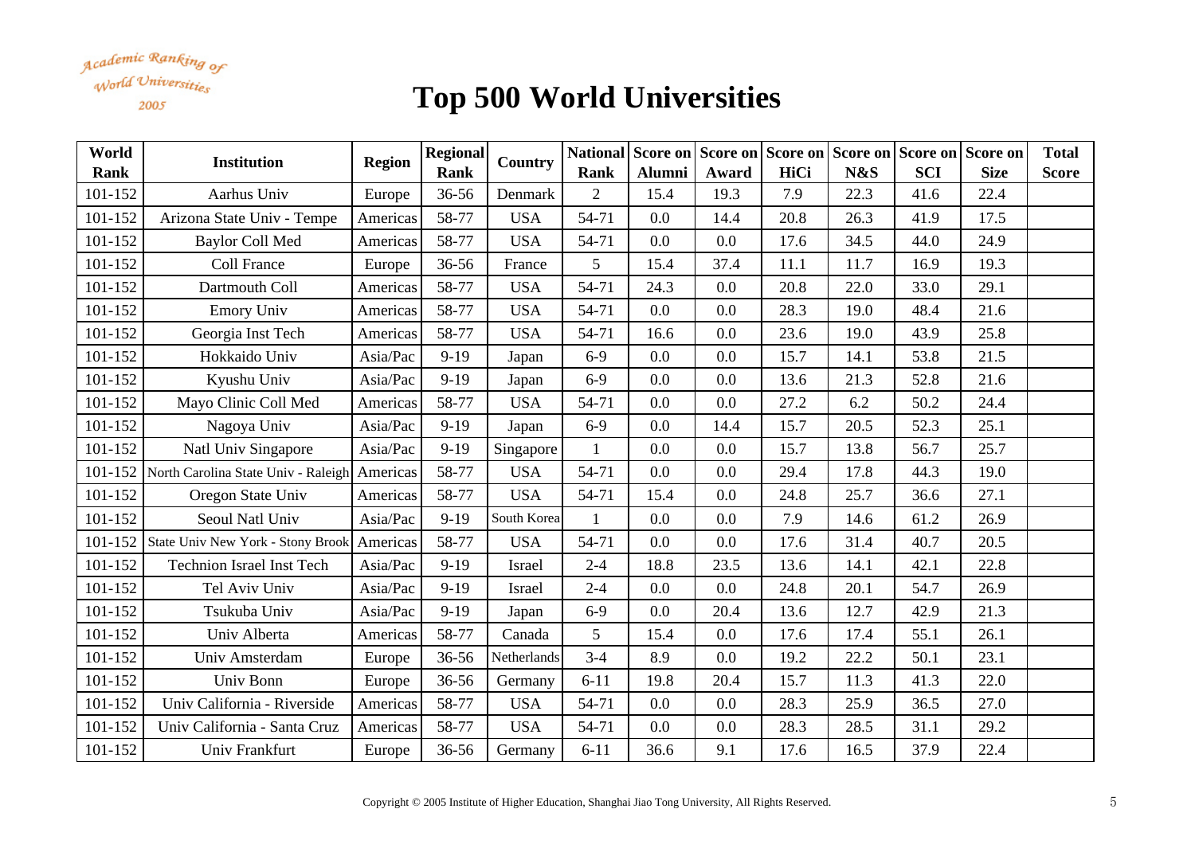# Top 500 World Universities

| World Rank | Institution | Region | Regional Rank | Country | National Rank | Score on Alumni | Score on Award | Score on HiCi | Score on N&S | Score on SCI | Score on Size | Total Score |
|---|---|---|---|---|---|---|---|---|---|---|---|---|
| 101-152 | Aarhus Univ | Europe | 36-56 | Denmark | 2 | 15.4 | 19.3 | 7.9 | 22.3 | 41.6 | 22.4 | |
| 101-152 | Arizona State Univ - Tempe | Americas | 58-77 | USA | 54-71 | 0.0 | 14.4 | 20.8 | 26.3 | 41.9 | 17.5 | |
| 101-152 | Baylor Coll Med | Americas | 58-77 | USA | 54-71 | 0.0 | 0.0 | 17.6 | 34.5 | 44.0 | 24.9 | |
| 101-152 | Coll France | Europe | 36-56 | France | 5 | 15.4 | 37.4 | 11.1 | 11.7 | 16.9 | 19.3 | |
| 101-152 | Dartmouth Coll | Americas | 58-77 | USA | 54-71 | 24.3 | 0.0 | 20.8 | 22.0 | 33.0 | 29.1 | |
| 101-152 | Emory Univ | Americas | 58-77 | USA | 54-71 | 0.0 | 0.0 | 28.3 | 19.0 | 48.4 | 21.6 | |
| 101-152 | Georgia Inst Tech | Americas | 58-77 | USA | 54-71 | 16.6 | 0.0 | 23.6 | 19.0 | 43.9 | 25.8 | |
| 101-152 | Hokkaido Univ | Asia/Pac | 9-19 | Japan | 6-9 | 0.0 | 0.0 | 15.7 | 14.1 | 53.8 | 21.5 | |
| 101-152 | Kyushu Univ | Asia/Pac | 9-19 | Japan | 6-9 | 0.0 | 0.0 | 13.6 | 21.3 | 52.8 | 21.6 | |
| 101-152 | Mayo Clinic Coll Med | Americas | 58-77 | USA | 54-71 | 0.0 | 0.0 | 27.2 | 6.2 | 50.2 | 24.4 | |
| 101-152 | Nagoya Univ | Asia/Pac | 9-19 | Japan | 6-9 | 0.0 | 14.4 | 15.7 | 20.5 | 52.3 | 25.1 | |
| 101-152 | Natl Univ Singapore | Asia/Pac | 9-19 | Singapore | 1 | 0.0 | 0.0 | 15.7 | 13.8 | 56.7 | 25.7 | |
| 101-152 | North Carolina State Univ - Raleigh | Americas | 58-77 | USA | 54-71 | 0.0 | 0.0 | 29.4 | 17.8 | 44.3 | 19.0 | |
| 101-152 | Oregon State Univ | Americas | 58-77 | USA | 54-71 | 15.4 | 0.0 | 24.8 | 25.7 | 36.6 | 27.1 | |
| 101-152 | Seoul Natl Univ | Asia/Pac | 9-19 | South Korea | 1 | 0.0 | 0.0 | 7.9 | 14.6 | 61.2 | 26.9 | |
| 101-152 | State Univ New York - Stony Brook | Americas | 58-77 | USA | 54-71 | 0.0 | 0.0 | 17.6 | 31.4 | 40.7 | 20.5 | |
| 101-152 | Technion Israel Inst Tech | Asia/Pac | 9-19 | Israel | 2-4 | 18.8 | 23.5 | 13.6 | 14.1 | 42.1 | 22.8 | |
| 101-152 | Tel Aviv Univ | Asia/Pac | 9-19 | Israel | 2-4 | 0.0 | 0.0 | 24.8 | 20.1 | 54.7 | 26.9 | |
| 101-152 | Tsukuba Univ | Asia/Pac | 9-19 | Japan | 6-9 | 0.0 | 20.4 | 13.6 | 12.7 | 42.9 | 21.3 | |
| 101-152 | Univ Alberta | Americas | 58-77 | Canada | 5 | 15.4 | 0.0 | 17.6 | 17.4 | 55.1 | 26.1 | |
| 101-152 | Univ Amsterdam | Europe | 36-56 | Netherlands | 3-4 | 8.9 | 0.0 | 19.2 | 22.2 | 50.1 | 23.1 | |
| 101-152 | Univ Bonn | Europe | 36-56 | Germany | 6-11 | 19.8 | 20.4 | 15.7 | 11.3 | 41.3 | 22.0 | |
| 101-152 | Univ California - Riverside | Americas | 58-77 | USA | 54-71 | 0.0 | 0.0 | 28.3 | 25.9 | 36.5 | 27.0 | |
| 101-152 | Univ California - Santa Cruz | Americas | 58-77 | USA | 54-71 | 0.0 | 0.0 | 28.3 | 28.5 | 31.1 | 29.2 | |
| 101-152 | Univ Frankfurt | Europe | 36-56 | Germany | 6-11 | 36.6 | 9.1 | 17.6 | 16.5 | 37.9 | 22.4 | |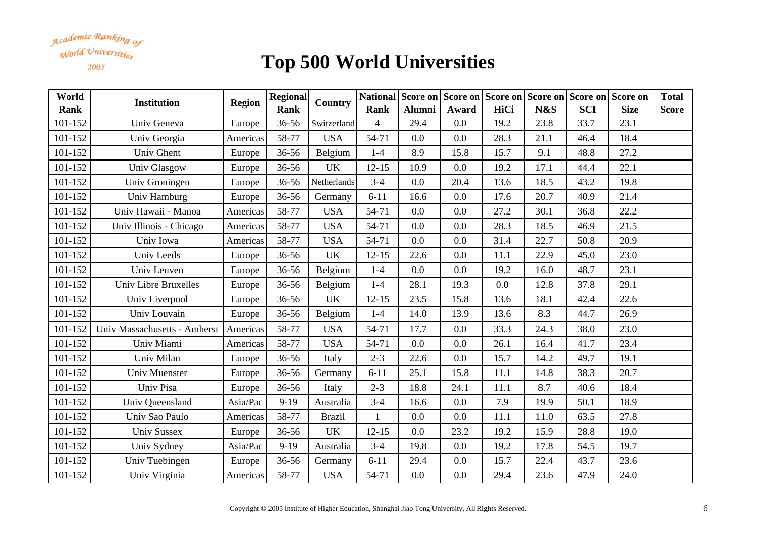# Top 500 World Universities

| World Rank | Institution | Region | Regional Rank | Country | National Rank | Score on Alumni | Score on Award | Score on HiCi | Score on N&S | Score on SCI | Score on Size | Total Score |
|---|---|---|---|---|---|---|---|---|---|---|---|---|
| 101-152 | Univ Geneva | Europe | 36-56 | Switzerland | 4 | 29.4 | 0.0 | 19.2 | 23.8 | 33.7 | 23.1 | |
| 101-152 | Univ Georgia | Americas | 58-77 | USA | 54-71 | 0.0 | 0.0 | 28.3 | 21.1 | 46.4 | 18.4 | |
| 101-152 | Univ Ghent | Europe | 36-56 | Belgium | 1-4 | 8.9 | 15.8 | 15.7 | 9.1 | 48.8 | 27.2 | |
| 101-152 | Univ Glasgow | Europe | 36-56 | UK | 12-15 | 10.9 | 0.0 | 19.2 | 17.1 | 44.4 | 22.1 | |
| 101-152 | Univ Groningen | Europe | 36-56 | Netherlands | 3-4 | 0.0 | 20.4 | 13.6 | 18.5 | 43.2 | 19.8 | |
| 101-152 | Univ Hamburg | Europe | 36-56 | Germany | 6-11 | 16.6 | 0.0 | 17.6 | 20.7 | 40.9 | 21.4 | |
| 101-152 | Univ Hawaii - Manoa | Americas | 58-77 | USA | 54-71 | 0.0 | 0.0 | 27.2 | 30.1 | 36.8 | 22.2 | |
| 101-152 | Univ Illinois - Chicago | Americas | 58-77 | USA | 54-71 | 0.0 | 0.0 | 28.3 | 18.5 | 46.9 | 21.5 | |
| 101-152 | Univ Iowa | Americas | 58-77 | USA | 54-71 | 0.0 | 0.0 | 31.4 | 22.7 | 50.8 | 20.9 | |
| 101-152 | Univ Leeds | Europe | 36-56 | UK | 12-15 | 22.6 | 0.0 | 11.1 | 22.9 | 45.0 | 23.0 | |
| 101-152 | Univ Leuven | Europe | 36-56 | Belgium | 1-4 | 0.0 | 0.0 | 19.2 | 16.0 | 48.7 | 23.1 | |
| 101-152 | Univ Libre Bruxelles | Europe | 36-56 | Belgium | 1-4 | 28.1 | 19.3 | 0.0 | 12.8 | 37.8 | 29.1 | |
| 101-152 | Univ Liverpool | Europe | 36-56 | UK | 12-15 | 23.5 | 15.8 | 13.6 | 18.1 | 42.4 | 22.6 | |
| 101-152 | Univ Louvain | Europe | 36-56 | Belgium | 1-4 | 14.0 | 13.9 | 13.6 | 8.3 | 44.7 | 26.9 | |
| 101-152 | Univ Massachusetts - Amherst | Americas | 58-77 | USA | 54-71 | 17.7 | 0.0 | 33.3 | 24.3 | 38.0 | 23.0 | |
| 101-152 | Univ Miami | Americas | 58-77 | USA | 54-71 | 0.0 | 0.0 | 26.1 | 16.4 | 41.7 | 23.4 | |
| 101-152 | Univ Milan | Europe | 36-56 | Italy | 2-3 | 22.6 | 0.0 | 15.7 | 14.2 | 49.7 | 19.1 | |
| 101-152 | Univ Muenster | Europe | 36-56 | Germany | 6-11 | 25.1 | 15.8 | 11.1 | 14.8 | 38.3 | 20.7 | |
| 101-152 | Univ Pisa | Europe | 36-56 | Italy | 2-3 | 18.8 | 24.1 | 11.1 | 8.7 | 40.6 | 18.4 | |
| 101-152 | Univ Queensland | Asia/Pac | 9-19 | Australia | 3-4 | 16.6 | 0.0 | 7.9 | 19.9 | 50.1 | 18.9 | |
| 101-152 | Univ Sao Paulo | Americas | 58-77 | Brazil | 1 | 0.0 | 0.0 | 11.1 | 11.0 | 63.5 | 27.8 | |
| 101-152 | Univ Sussex | Europe | 36-56 | UK | 12-15 | 0.0 | 23.2 | 19.2 | 15.9 | 28.8 | 19.0 | |
| 101-152 | Univ Sydney | Asia/Pac | 9-19 | Australia | 3-4 | 19.8 | 0.0 | 19.2 | 17.8 | 54.5 | 19.7 | |
| 101-152 | Univ Tuebingen | Europe | 36-56 | Germany | 6-11 | 29.4 | 0.0 | 15.7 | 22.4 | 43.7 | 23.6 | |
| 101-152 | Univ Virginia | Americas | 58-77 | USA | 54-71 | 0.0 | 0.0 | 29.4 | 23.6 | 47.9 | 24.0 | |

Copyright © 2005 Institute of Higher Education, Shanghai Jiao Tong University, All Rights Reserved.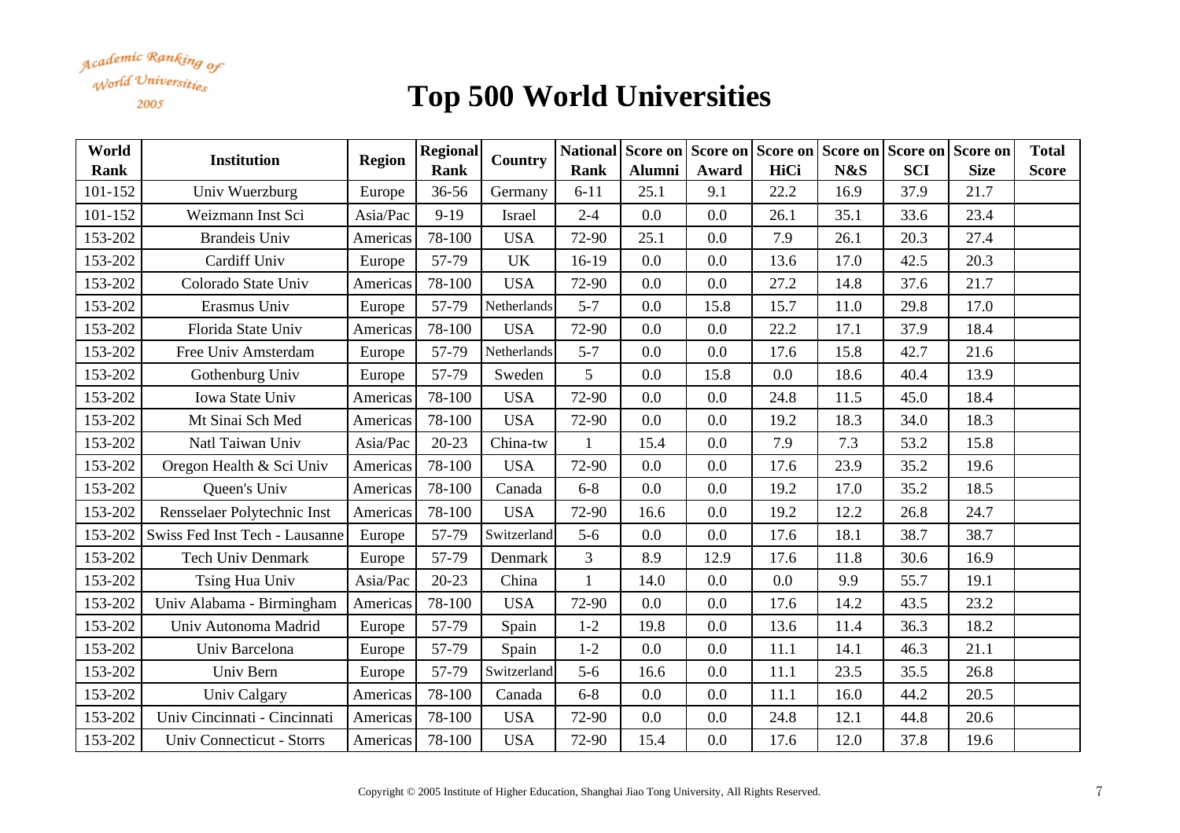# Top 500 World Universities

| World Rank | Institution | Region | Regional Rank | Country | National Rank | Score on Alumni | Score on Award | Score on HiCi | Score on N&S | Score on SCI | Score on Size | Total Score |
|---|---|---|---|---|---|---|---|---|---|---|---|---|
| 101-152 | Univ Wuerzburg | Europe | 36-56 | Germany | 6-11 | 25.1 | 9.1 | 22.2 | 16.9 | 37.9 | 21.7 | |
| 101-152 | Weizmann Inst Sci | Asia/Pac | 9-19 | Israel | 2-4 | 0.0 | 0.0 | 26.1 | 35.1 | 33.6 | 23.4 | |
| 153-202 | Brandeis Univ | Americas | 78-100 | USA | 72-90 | 25.1 | 0.0 | 7.9 | 26.1 | 20.3 | 27.4 | |
| 153-202 | Cardiff Univ | Europe | 57-79 | UK | 16-19 | 0.0 | 0.0 | 13.6 | 17.0 | 42.5 | 20.3 | |
| 153-202 | Colorado State Univ | Americas | 78-100 | USA | 72-90 | 0.0 | 0.0 | 27.2 | 14.8 | 37.6 | 21.7 | |
| 153-202 | Erasmus Univ | Europe | 57-79 | Netherlands | 5-7 | 0.0 | 15.8 | 15.7 | 11.0 | 29.8 | 17.0 | |
| 153-202 | Florida State Univ | Americas | 78-100 | USA | 72-90 | 0.0 | 0.0 | 22.2 | 17.1 | 37.9 | 18.4 | |
| 153-202 | Free Univ Amsterdam | Europe | 57-79 | Netherlands | 5-7 | 0.0 | 0.0 | 17.6 | 15.8 | 42.7 | 21.6 | |
| 153-202 | Gothenburg Univ | Europe | 57-79 | Sweden | 5 | 0.0 | 15.8 | 0.0 | 18.6 | 40.4 | 13.9 | |
| 153-202 | Iowa State Univ | Americas | 78-100 | USA | 72-90 | 0.0 | 0.0 | 24.8 | 11.5 | 45.0 | 18.4 | |
| 153-202 | Mt Sinai Sch Med | Americas | 78-100 | USA | 72-90 | 0.0 | 0.0 | 19.2 | 18.3 | 34.0 | 18.3 | |
| 153-202 | Natl Taiwan Univ | Asia/Pac | 20-23 | China-tw | 1 | 15.4 | 0.0 | 7.9 | 7.3 | 53.2 | 15.8 | |
| 153-202 | Oregon Health & Sci Univ | Americas | 78-100 | USA | 72-90 | 0.0 | 0.0 | 17.6 | 23.9 | 35.2 | 19.6 | |
| 153-202 | Queen's Univ | Americas | 78-100 | Canada | 6-8 | 0.0 | 0.0 | 19.2 | 17.0 | 35.2 | 18.5 | |
| 153-202 | Rensselaer Polytechnic Inst | Americas | 78-100 | USA | 72-90 | 16.6 | 0.0 | 19.2 | 12.2 | 26.8 | 24.7 | |
| 153-202 | Swiss Fed Inst Tech - Lausanne | Europe | 57-79 | Switzerland | 5-6 | 0.0 | 0.0 | 17.6 | 18.1 | 38.7 | 38.7 | |
| 153-202 | Tech Univ Denmark | Europe | 57-79 | Denmark | 3 | 8.9 | 12.9 | 17.6 | 11.8 | 30.6 | 16.9 | |
| 153-202 | Tsing Hua Univ | Asia/Pac | 20-23 | China | 1 | 14.0 | 0.0 | 0.0 | 9.9 | 55.7 | 19.1 | |
| 153-202 | Univ Alabama - Birmingham | Americas | 78-100 | USA | 72-90 | 0.0 | 0.0 | 17.6 | 14.2 | 43.5 | 23.2 | |
| 153-202 | Univ Autonoma Madrid | Europe | 57-79 | Spain | 1-2 | 19.8 | 0.0 | 13.6 | 11.4 | 36.3 | 18.2 | |
| 153-202 | Univ Barcelona | Europe | 57-79 | Spain | 1-2 | 0.0 | 0.0 | 11.1 | 14.1 | 46.3 | 21.1 | |
| 153-202 | Univ Bern | Europe | 57-79 | Switzerland | 5-6 | 16.6 | 0.0 | 11.1 | 23.5 | 35.5 | 26.8 | |
| 153-202 | Univ Calgary | Americas | 78-100 | Canada | 6-8 | 0.0 | 0.0 | 11.1 | 16.0 | 44.2 | 20.5 | |
| 153-202 | Univ Cincinnati - Cincinnati | Americas | 78-100 | USA | 72-90 | 0.0 | 0.0 | 24.8 | 12.1 | 44.8 | 20.6 | |
| 153-202 | Univ Connecticut - Storrs | Americas | 78-100 | USA | 72-90 | 15.4 | 0.0 | 17.6 | 12.0 | 37.8 | 19.6 | |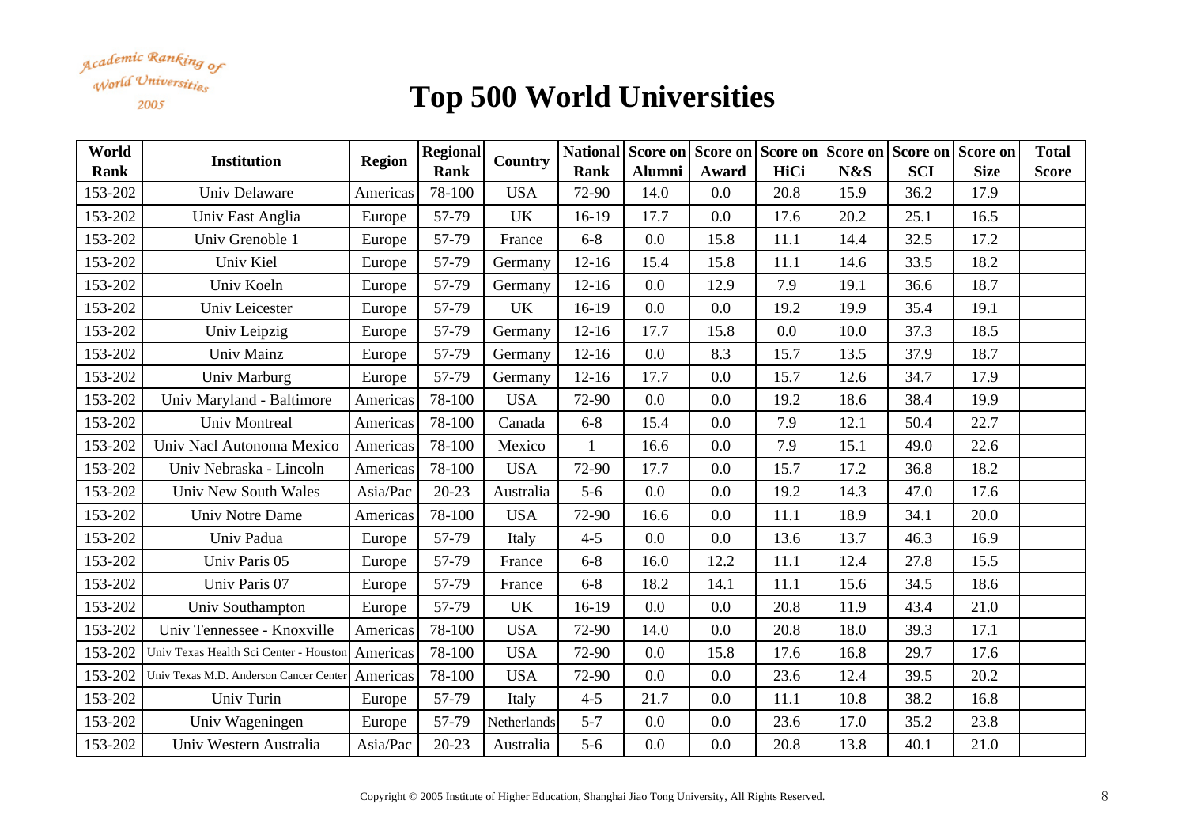# Top 500 World Universities

| World Rank | Institution | Region | Regional Rank | Country | National Rank | Score on Alumni | Score on Award | Score on HiCi | Score on N&S | Score on SCI | Score on Size | Total Score |
|---|---|---|---|---|---|---|---|---|---|---|---|---|
| 153-202 | Univ Delaware | Americas | 78-100 | USA | 72-90 | 14.0 | 0.0 | 20.8 | 15.9 | 36.2 | 17.9 | |
| 153-202 | Univ East Anglia | Europe | 57-79 | UK | 16-19 | 17.7 | 0.0 | 17.6 | 20.2 | 25.1 | 16.5 | |
| 153-202 | Univ Grenoble 1 | Europe | 57-79 | France | 6-8 | 0.0 | 15.8 | 11.1 | 14.4 | 32.5 | 17.2 | |
| 153-202 | Univ Kiel | Europe | 57-79 | Germany | 12-16 | 15.4 | 15.8 | 11.1 | 14.6 | 33.5 | 18.2 | |
| 153-202 | Univ Koeln | Europe | 57-79 | Germany | 12-16 | 0.0 | 12.9 | 7.9 | 19.1 | 36.6 | 18.7 | |
| 153-202 | Univ Leicester | Europe | 57-79 | UK | 16-19 | 0.0 | 0.0 | 19.2 | 19.9 | 35.4 | 19.1 | |
| 153-202 | Univ Leipzig | Europe | 57-79 | Germany | 12-16 | 17.7 | 15.8 | 0.0 | 10.0 | 37.3 | 18.5 | |
| 153-202 | Univ Mainz | Europe | 57-79 | Germany | 12-16 | 0.0 | 8.3 | 15.7 | 13.5 | 37.9 | 18.7 | |
| 153-202 | Univ Marburg | Europe | 57-79 | Germany | 12-16 | 17.7 | 0.0 | 15.7 | 12.6 | 34.7 | 17.9 | |
| 153-202 | Univ Maryland - Baltimore | Americas | 78-100 | USA | 72-90 | 0.0 | 0.0 | 19.2 | 18.6 | 38.4 | 19.9 | |
| 153-202 | Univ Montreal | Americas | 78-100 | Canada | 6-8 | 15.4 | 0.0 | 7.9 | 12.1 | 50.4 | 22.7 | |
| 153-202 | Univ Nacl Autonoma Mexico | Americas | 78-100 | Mexico | 1 | 16.6 | 0.0 | 7.9 | 15.1 | 49.0 | 22.6 | |
| 153-202 | Univ Nebraska - Lincoln | Americas | 78-100 | USA | 72-90 | 17.7 | 0.0 | 15.7 | 17.2 | 36.8 | 18.2 | |
| 153-202 | Univ New South Wales | Asia/Pac | 20-23 | Australia | 5-6 | 0.0 | 0.0 | 19.2 | 14.3 | 47.0 | 17.6 | |
| 153-202 | Univ Notre Dame | Americas | 78-100 | USA | 72-90 | 16.6 | 0.0 | 11.1 | 18.9 | 34.1 | 20.0 | |
| 153-202 | Univ Padua | Europe | 57-79 | Italy | 4-5 | 0.0 | 0.0 | 13.6 | 13.7 | 46.3 | 16.9 | |
| 153-202 | Univ Paris 05 | Europe | 57-79 | France | 6-8 | 16.0 | 12.2 | 11.1 | 12.4 | 27.8 | 15.5 | |
| 153-202 | Univ Paris 07 | Europe | 57-79 | France | 6-8 | 18.2 | 14.1 | 11.1 | 15.6 | 34.5 | 18.6 | |
| 153-202 | Univ Southampton | Europe | 57-79 | UK | 16-19 | 0.0 | 0.0 | 20.8 | 11.9 | 43.4 | 21.0 | |
| 153-202 | Univ Tennessee - Knoxville | Americas | 78-100 | USA | 72-90 | 14.0 | 0.0 | 20.8 | 18.0 | 39.3 | 17.1 | |
| 153-202 | Univ Texas Health Sci Center - Houston | Americas | 78-100 | USA | 72-90 | 0.0 | 15.8 | 17.6 | 16.8 | 29.7 | 17.6 | |
| 153-202 | Univ Texas M.D. Anderson Cancer Center | Americas | 78-100 | USA | 72-90 | 0.0 | 0.0 | 23.6 | 12.4 | 39.5 | 20.2 | |
| 153-202 | Univ Turin | Europe | 57-79 | Italy | 4-5 | 21.7 | 0.0 | 11.1 | 10.8 | 38.2 | 16.8 | |
| 153-202 | Univ Wageningen | Europe | 57-79 | Netherlands | 5-7 | 0.0 | 0.0 | 23.6 | 17.0 | 35.2 | 23.8 | |
| 153-202 | Univ Western Australia | Asia/Pac | 20-23 | Australia | 5-6 | 0.0 | 0.0 | 20.8 | 13.8 | 40.1 | 21.0 | |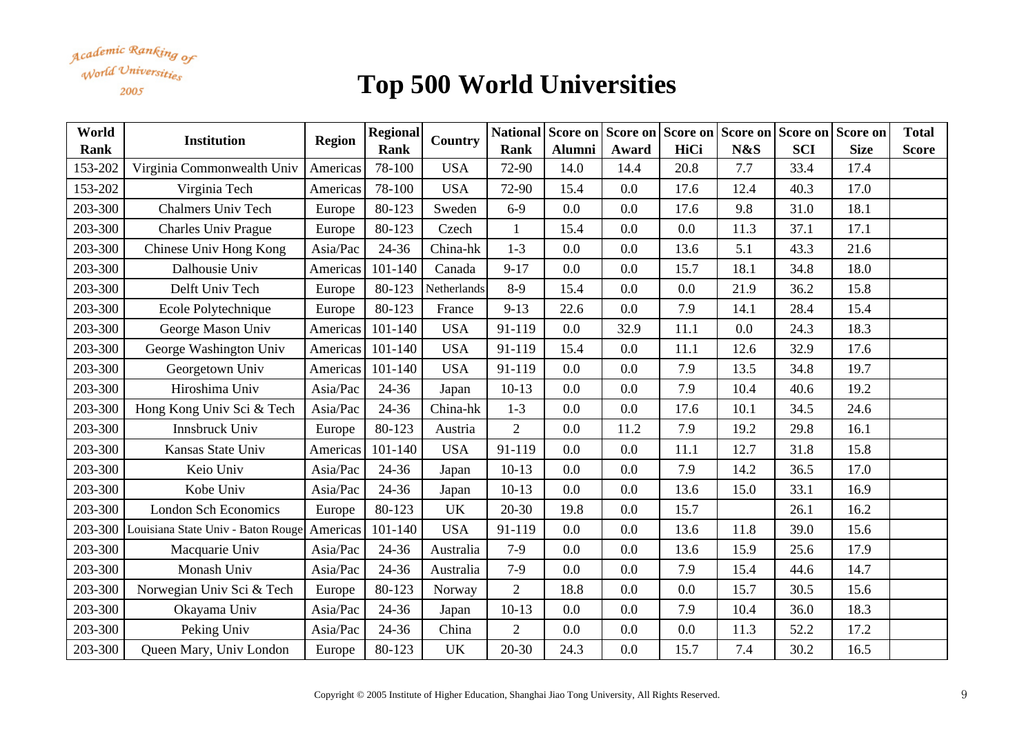# Top 500 World Universities

| World Rank | Institution | Region | Regional Rank | Country | National Rank | Score on Alumni | Score on Award | Score on HiCi | Score on N&S | Score on SCI | Score on Size | Total Score |
|---|---|---|---|---|---|---|---|---|---|---|---|---|
| 153-202 | Virginia Commonwealth Univ | Americas | 78-100 | USA | 72-90 | 14.0 | 14.4 | 20.8 | 7.7 | 33.4 | 17.4 | |
| 153-202 | Virginia Tech | Americas | 78-100 | USA | 72-90 | 15.4 | 0.0 | 17.6 | 12.4 | 40.3 | 17.0 | |
| 203-300 | Chalmers Univ Tech | Europe | 80-123 | Sweden | 6-9 | 0.0 | 0.0 | 17.6 | 9.8 | 31.0 | 18.1 | |
| 203-300 | Charles Univ Prague | Europe | 80-123 | Czech | 1 | 15.4 | 0.0 | 0.0 | 11.3 | 37.1 | 17.1 | |
| 203-300 | Chinese Univ Hong Kong | Asia/Pac | 24-36 | China-hk | 1-3 | 0.0 | 0.0 | 13.6 | 5.1 | 43.3 | 21.6 | |
| 203-300 | Dalhousie Univ | Americas | 101-140 | Canada | 9-17 | 0.0 | 0.0 | 15.7 | 18.1 | 34.8 | 18.0 | |
| 203-300 | Delft Univ Tech | Europe | 80-123 | Netherlands | 8-9 | 15.4 | 0.0 | 0.0 | 21.9 | 36.2 | 15.8 | |
| 203-300 | Ecole Polytechnique | Europe | 80-123 | France | 9-13 | 22.6 | 0.0 | 7.9 | 14.1 | 28.4 | 15.4 | |
| 203-300 | George Mason Univ | Americas | 101-140 | USA | 91-119 | 0.0 | 32.9 | 11.1 | 0.0 | 24.3 | 18.3 | |
| 203-300 | George Washington Univ | Americas | 101-140 | USA | 91-119 | 15.4 | 0.0 | 11.1 | 12.6 | 32.9 | 17.6 | |
| 203-300 | Georgetown Univ | Americas | 101-140 | USA | 91-119 | 0.0 | 0.0 | 7.9 | 13.5 | 34.8 | 19.7 | |
| 203-300 | Hiroshima Univ | Asia/Pac | 24-36 | Japan | 10-13 | 0.0 | 0.0 | 7.9 | 10.4 | 40.6 | 19.2 | |
| 203-300 | Hong Kong Univ Sci & Tech | Asia/Pac | 24-36 | China-hk | 1-3 | 0.0 | 0.0 | 17.6 | 10.1 | 34.5 | 24.6 | |
| 203-300 | Innsbruck Univ | Europe | 80-123 | Austria | 2 | 0.0 | 11.2 | 7.9 | 19.2 | 29.8 | 16.1 | |
| 203-300 | Kansas State Univ | Americas | 101-140 | USA | 91-119 | 0.0 | 0.0 | 11.1 | 12.7 | 31.8 | 15.8 | |
| 203-300 | Keio Univ | Asia/Pac | 24-36 | Japan | 10-13 | 0.0 | 0.0 | 7.9 | 14.2 | 36.5 | 17.0 | |
| 203-300 | Kobe Univ | Asia/Pac | 24-36 | Japan | 10-13 | 0.0 | 0.0 | 13.6 | 15.0 | 33.1 | 16.9 | |
| 203-300 | London Sch Economics | Europe | 80-123 | UK | 20-30 | 19.8 | 0.0 | 15.7 | | 26.1 | 16.2 | |
| 203-300 | Louisiana State Univ - Baton Rouge | Americas | 101-140 | USA | 91-119 | 0.0 | 0.0 | 13.6 | 11.8 | 39.0 | 15.6 | |
| 203-300 | Macquarie Univ | Asia/Pac | 24-36 | Australia | 7-9 | 0.0 | 0.0 | 13.6 | 15.9 | 25.6 | 17.9 | |
| 203-300 | Monash Univ | Asia/Pac | 24-36 | Australia | 7-9 | 0.0 | 0.0 | 7.9 | 15.4 | 44.6 | 14.7 | |
| 203-300 | Norwegian Univ Sci & Tech | Europe | 80-123 | Norway | 2 | 18.8 | 0.0 | 0.0 | 15.7 | 30.5 | 15.6 | |
| 203-300 | Okayama Univ | Asia/Pac | 24-36 | Japan | 10-13 | 0.0 | 0.0 | 7.9 | 10.4 | 36.0 | 18.3 | |
| 203-300 | Peking Univ | Asia/Pac | 24-36 | China | 2 | 0.0 | 0.0 | 0.0 | 11.3 | 52.2 | 17.2 | |
| 203-300 | Queen Mary, Univ London | Europe | 80-123 | UK | 20-30 | 24.3 | 0.0 | 15.7 | 7.4 | 30.2 | 16.5 | |

Copyright © 2005 Institute of Higher Education, Shanghai Jiao Tong University, All Rights Reserved.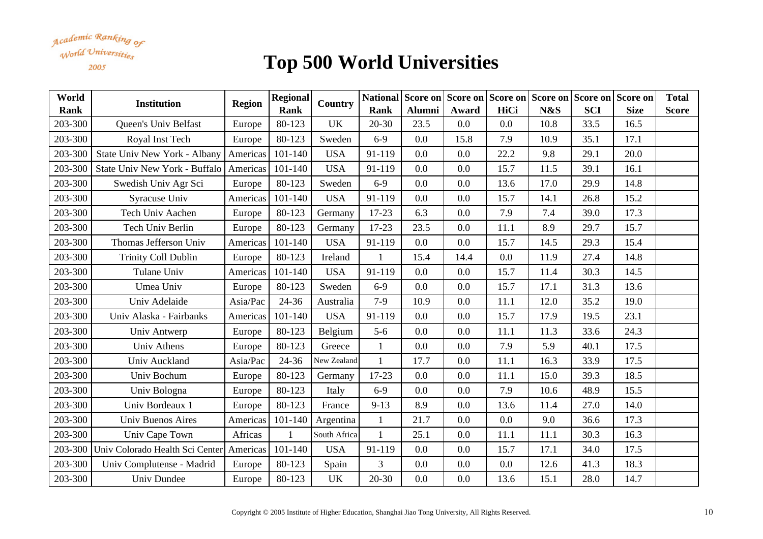# Top 500 World Universities

| World Rank | Institution | Region | Regional Rank | Country | National Rank | Score on Alumni | Score on Award | Score on HiCi | Score on N&S | Score on SCI | Score on Size | Total Score |
|---|---|---|---|---|---|---|---|---|---|---|---|---|
| 203-300 | Queen's Univ Belfast | Europe | 80-123 | UK | 20-30 | 23.5 | 0.0 | 0.0 | 10.8 | 33.5 | 16.5 | |
| 203-300 | Royal Inst Tech | Europe | 80-123 | Sweden | 6-9 | 0.0 | 15.8 | 7.9 | 10.9 | 35.1 | 17.1 | |
| 203-300 | State Univ New York - Albany | Americas | 101-140 | USA | 91-119 | 0.0 | 0.0 | 22.2 | 9.8 | 29.1 | 20.0 | |
| 203-300 | State Univ New York - Buffalo | Americas | 101-140 | USA | 91-119 | 0.0 | 0.0 | 15.7 | 11.5 | 39.1 | 16.1 | |
| 203-300 | Swedish Univ Agr Sci | Europe | 80-123 | Sweden | 6-9 | 0.0 | 0.0 | 13.6 | 17.0 | 29.9 | 14.8 | |
| 203-300 | Syracuse Univ | Americas | 101-140 | USA | 91-119 | 0.0 | 0.0 | 15.7 | 14.1 | 26.8 | 15.2 | |
| 203-300 | Tech Univ Aachen | Europe | 80-123 | Germany | 17-23 | 6.3 | 0.0 | 7.9 | 7.4 | 39.0 | 17.3 | |
| 203-300 | Tech Univ Berlin | Europe | 80-123 | Germany | 17-23 | 23.5 | 0.0 | 11.1 | 8.9 | 29.7 | 15.7 | |
| 203-300 | Thomas Jefferson Univ | Americas | 101-140 | USA | 91-119 | 0.0 | 0.0 | 15.7 | 14.5 | 29.3 | 15.4 | |
| 203-300 | Trinity Coll Dublin | Europe | 80-123 | Ireland | 1 | 15.4 | 14.4 | 0.0 | 11.9 | 27.4 | 14.8 | |
| 203-300 | Tulane Univ | Americas | 101-140 | USA | 91-119 | 0.0 | 0.0 | 15.7 | 11.4 | 30.3 | 14.5 | |
| 203-300 | Umea Univ | Europe | 80-123 | Sweden | 6-9 | 0.0 | 0.0 | 15.7 | 17.1 | 31.3 | 13.6 | |
| 203-300 | Univ Adelaide | Asia/Pac | 24-36 | Australia | 7-9 | 10.9 | 0.0 | 11.1 | 12.0 | 35.2 | 19.0 | |
| 203-300 | Univ Alaska - Fairbanks | Americas | 101-140 | USA | 91-119 | 0.0 | 0.0 | 15.7 | 17.9 | 19.5 | 23.1 | |
| 203-300 | Univ Antwerp | Europe | 80-123 | Belgium | 5-6 | 0.0 | 0.0 | 11.1 | 11.3 | 33.6 | 24.3 | |
| 203-300 | Univ Athens | Europe | 80-123 | Greece | 1 | 0.0 | 0.0 | 7.9 | 5.9 | 40.1 | 17.5 | |
| 203-300 | Univ Auckland | Asia/Pac | 24-36 | New Zealand | 1 | 17.7 | 0.0 | 11.1 | 16.3 | 33.9 | 17.5 | |
| 203-300 | Univ Bochum | Europe | 80-123 | Germany | 17-23 | 0.0 | 0.0 | 11.1 | 15.0 | 39.3 | 18.5 | |
| 203-300 | Univ Bologna | Europe | 80-123 | Italy | 6-9 | 0.0 | 0.0 | 7.9 | 10.6 | 48.9 | 15.5 | |
| 203-300 | Univ Bordeaux 1 | Europe | 80-123 | France | 9-13 | 8.9 | 0.0 | 13.6 | 11.4 | 27.0 | 14.0 | |
| 203-300 | Univ Buenos Aires | Americas | 101-140 | Argentina | 1 | 21.7 | 0.0 | 0.0 | 9.0 | 36.6 | 17.3 | |
| 203-300 | Univ Cape Town | Africas | 1 | South Africa | 1 | 25.1 | 0.0 | 11.1 | 11.1 | 30.3 | 16.3 | |
| 203-300 | Univ Colorado Health Sci Center | Americas | 101-140 | USA | 91-119 | 0.0 | 0.0 | 15.7 | 17.1 | 34.0 | 17.5 | |
| 203-300 | Univ Complutense - Madrid | Europe | 80-123 | Spain | 3 | 0.0 | 0.0 | 0.0 | 12.6 | 41.3 | 18.3 | |
| 203-300 | Univ Dundee | Europe | 80-123 | UK | 20-30 | 0.0 | 0.0 | 13.6 | 15.1 | 28.0 | 14.7 | |

Copyright © 2005 Institute of Higher Education, Shanghai Jiao Tong University, All Rights Reserved.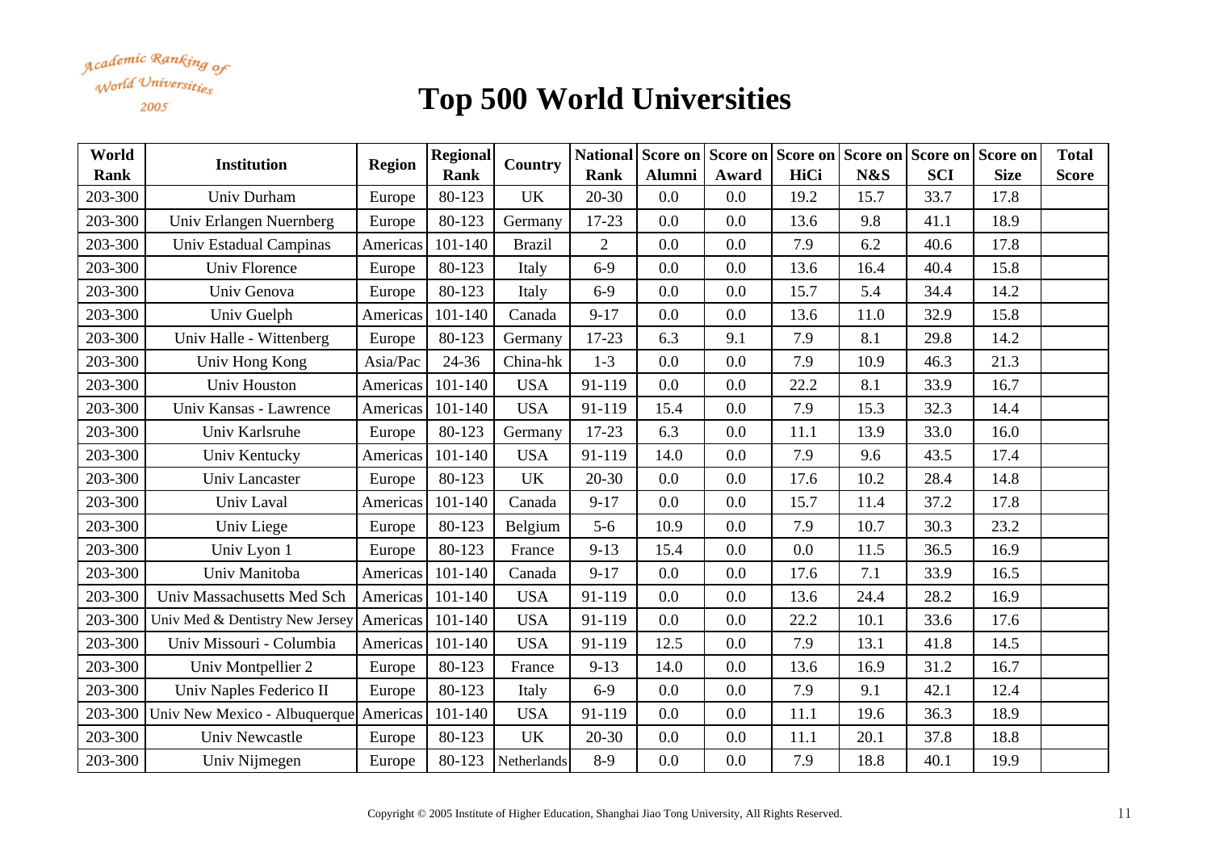# Top 500 World Universities

Academic Ranking of World Universities 2005

| World Rank | Institution | Region | Regional Rank | Country | National Rank | Score on Alumni | Score on Award | Score on HiCi | Score on N&S | Score on SCI | Score on Size | Total Score |
|---|---|---|---|---|---|---|---|---|---|---|---|---|
| 203-300 | Univ Durham | Europe | 80-123 | UK | 20-30 | 0.0 | 0.0 | 19.2 | 15.7 | 33.7 | 17.8 | |
| 203-300 | Univ Erlangen Nuernberg | Europe | 80-123 | Germany | 17-23 | 0.0 | 0.0 | 13.6 | 9.8 | 41.1 | 18.9 | |
| 203-300 | Univ Estadual Campinas | Americas | 101-140 | Brazil | 2 | 0.0 | 0.0 | 7.9 | 6.2 | 40.6 | 17.8 | |
| 203-300 | Univ Florence | Europe | 80-123 | Italy | 6-9 | 0.0 | 0.0 | 13.6 | 16.4 | 40.4 | 15.8 | |
| 203-300 | Univ Genova | Europe | 80-123 | Italy | 6-9 | 0.0 | 0.0 | 15.7 | 5.4 | 34.4 | 14.2 | |
| 203-300 | Univ Guelph | Americas | 101-140 | Canada | 9-17 | 0.0 | 0.0 | 13.6 | 11.0 | 32.9 | 15.8 | |
| 203-300 | Univ Halle - Wittenberg | Europe | 80-123 | Germany | 17-23 | 6.3 | 9.1 | 7.9 | 8.1 | 29.8 | 14.2 | |
| 203-300 | Univ Hong Kong | Asia/Pac | 24-36 | China-hk | 1-3 | 0.0 | 0.0 | 7.9 | 10.9 | 46.3 | 21.3 | |
| 203-300 | Univ Houston | Americas | 101-140 | USA | 91-119 | 0.0 | 0.0 | 22.2 | 8.1 | 33.9 | 16.7 | |
| 203-300 | Univ Kansas - Lawrence | Americas | 101-140 | USA | 91-119 | 15.4 | 0.0 | 7.9 | 15.3 | 32.3 | 14.4 | |
| 203-300 | Univ Karlsruhe | Europe | 80-123 | Germany | 17-23 | 6.3 | 0.0 | 11.1 | 13.9 | 33.0 | 16.0 | |
| 203-300 | Univ Kentucky | Americas | 101-140 | USA | 91-119 | 14.0 | 0.0 | 7.9 | 9.6 | 43.5 | 17.4 | |
| 203-300 | Univ Lancaster | Europe | 80-123 | UK | 20-30 | 0.0 | 0.0 | 17.6 | 10.2 | 28.4 | 14.8 | |
| 203-300 | Univ Laval | Americas | 101-140 | Canada | 9-17 | 0.0 | 0.0 | 15.7 | 11.4 | 37.2 | 17.8 | |
| 203-300 | Univ Liege | Europe | 80-123 | Belgium | 5-6 | 10.9 | 0.0 | 7.9 | 10.7 | 30.3 | 23.2 | |
| 203-300 | Univ Lyon 1 | Europe | 80-123 | France | 9-13 | 15.4 | 0.0 | 0.0 | 11.5 | 36.5 | 16.9 | |
| 203-300 | Univ Manitoba | Americas | 101-140 | Canada | 9-17 | 0.0 | 0.0 | 17.6 | 7.1 | 33.9 | 16.5 | |
| 203-300 | Univ Massachusetts Med Sch | Americas | 101-140 | USA | 91-119 | 0.0 | 0.0 | 13.6 | 24.4 | 28.2 | 16.9 | |
| 203-300 | Univ Med & Dentistry New Jersey | Americas | 101-140 | USA | 91-119 | 0.0 | 0.0 | 22.2 | 10.1 | 33.6 | 17.6 | |
| 203-300 | Univ Missouri - Columbia | Americas | 101-140 | USA | 91-119 | 12.5 | 0.0 | 7.9 | 13.1 | 41.8 | 14.5 | |
| 203-300 | Univ Montpellier 2 | Europe | 80-123 | France | 9-13 | 14.0 | 0.0 | 13.6 | 16.9 | 31.2 | 16.7 | |
| 203-300 | Univ Naples Federico II | Europe | 80-123 | Italy | 6-9 | 0.0 | 0.0 | 7.9 | 9.1 | 42.1 | 12.4 | |
| 203-300 | Univ New Mexico - Albuquerque | Americas | 101-140 | USA | 91-119 | 0.0 | 0.0 | 11.1 | 19.6 | 36.3 | 18.9 | |
| 203-300 | Univ Newcastle | Europe | 80-123 | UK | 20-30 | 0.0 | 0.0 | 11.1 | 20.1 | 37.8 | 18.8 | |
| 203-300 | Univ Nijmegen | Europe | 80-123 | Netherlands | 8-9 | 0.0 | 0.0 | 7.9 | 18.8 | 40.1 | 19.9 | |

Copyright © 2005 Institute of Higher Education, Shanghai Jiao Tong University, All Rights Reserved.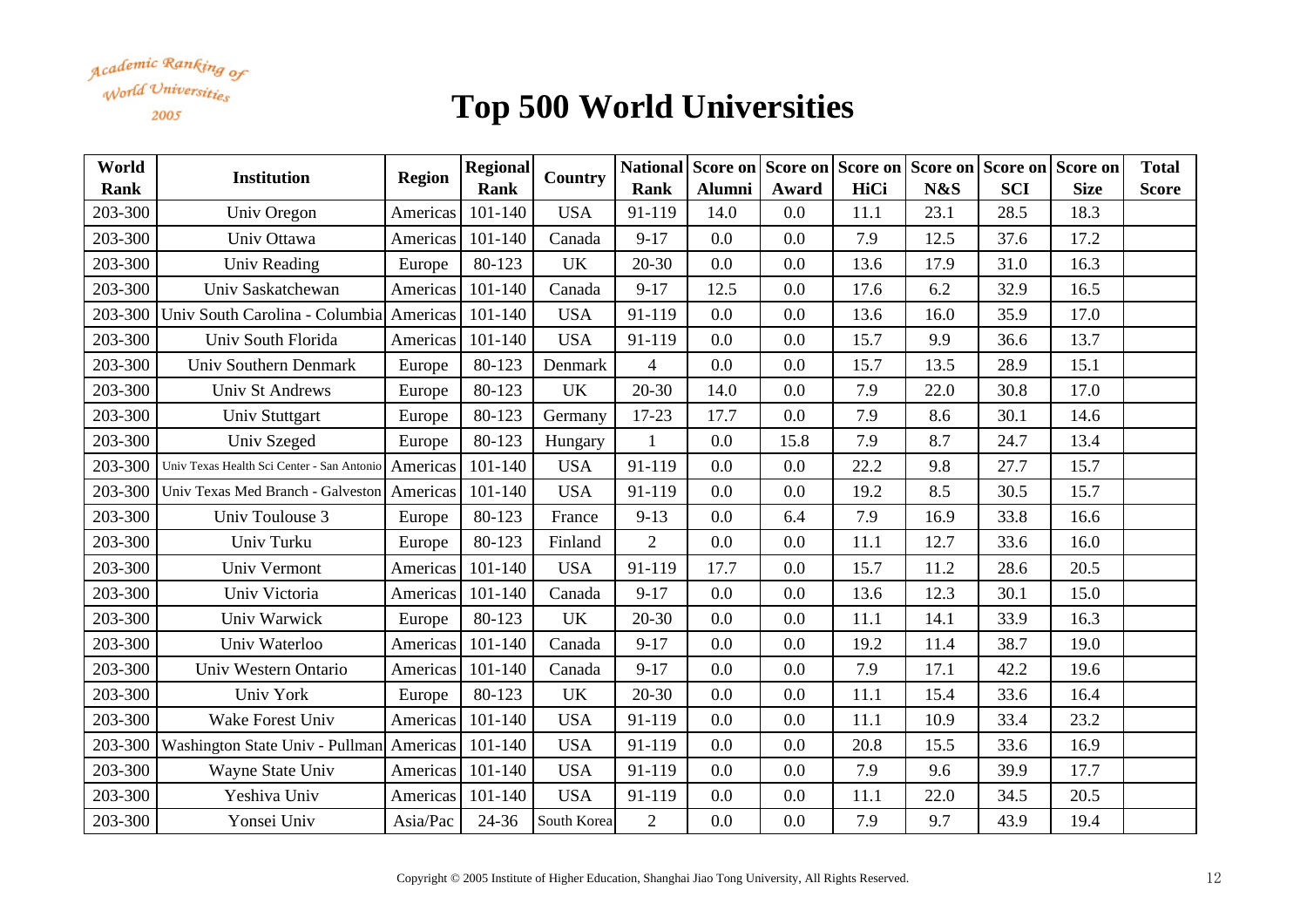Academic Ranking of World Universities 2005

# Top 500 World Universities

| World Rank | Institution | Region | Regional Rank | Country | National Rank | Score on Alumni | Score on Award | Score on HiCi | Score on N&S | Score on SCI | Score on Size | Total Score |
|---|---|---|---|---|---|---|---|---|---|---|---|---|
| 203-300 | Univ Oregon | Americas | 101-140 | USA | 91-119 | 14.0 | 0.0 | 11.1 | 23.1 | 28.5 | 18.3 | |
| 203-300 | Univ Ottawa | Americas | 101-140 | Canada | 9-17 | 0.0 | 0.0 | 7.9 | 12.5 | 37.6 | 17.2 | |
| 203-300 | Univ Reading | Europe | 80-123 | UK | 20-30 | 0.0 | 0.0 | 13.6 | 17.9 | 31.0 | 16.3 | |
| 203-300 | Univ Saskatchewan | Americas | 101-140 | Canada | 9-17 | 12.5 | 0.0 | 17.6 | 6.2 | 32.9 | 16.5 | |
| 203-300 | Univ South Carolina - Columbia | Americas | 101-140 | USA | 91-119 | 0.0 | 0.0 | 13.6 | 16.0 | 35.9 | 17.0 | |
| 203-300 | Univ South Florida | Americas | 101-140 | USA | 91-119 | 0.0 | 0.0 | 15.7 | 9.9 | 36.6 | 13.7 | |
| 203-300 | Univ Southern Denmark | Europe | 80-123 | Denmark | 4 | 0.0 | 0.0 | 15.7 | 13.5 | 28.9 | 15.1 | |
| 203-300 | Univ St Andrews | Europe | 80-123 | UK | 20-30 | 14.0 | 0.0 | 7.9 | 22.0 | 30.8 | 17.0 | |
| 203-300 | Univ Stuttgart | Europe | 80-123 | Germany | 17-23 | 17.7 | 0.0 | 7.9 | 8.6 | 30.1 | 14.6 | |
| 203-300 | Univ Szeged | Europe | 80-123 | Hungary | 1 | 0.0 | 15.8 | 7.9 | 8.7 | 24.7 | 13.4 | |
| 203-300 | Univ Texas Health Sci Center - San Antonio | Americas | 101-140 | USA | 91-119 | 0.0 | 0.0 | 22.2 | 9.8 | 27.7 | 15.7 | |
| 203-300 | Univ Texas Med Branch - Galveston | Americas | 101-140 | USA | 91-119 | 0.0 | 0.0 | 19.2 | 8.5 | 30.5 | 15.7 | |
| 203-300 | Univ Toulouse 3 | Europe | 80-123 | France | 9-13 | 0.0 | 6.4 | 7.9 | 16.9 | 33.8 | 16.6 | |
| 203-300 | Univ Turku | Europe | 80-123 | Finland | 2 | 0.0 | 0.0 | 11.1 | 12.7 | 33.6 | 16.0 | |
| 203-300 | Univ Vermont | Americas | 101-140 | USA | 91-119 | 17.7 | 0.0 | 15.7 | 11.2 | 28.6 | 20.5 | |
| 203-300 | Univ Victoria | Americas | 101-140 | Canada | 9-17 | 0.0 | 0.0 | 13.6 | 12.3 | 30.1 | 15.0 | |
| 203-300 | Univ Warwick | Europe | 80-123 | UK | 20-30 | 0.0 | 0.0 | 11.1 | 14.1 | 33.9 | 16.3 | |
| 203-300 | Univ Waterloo | Americas | 101-140 | Canada | 9-17 | 0.0 | 0.0 | 19.2 | 11.4 | 38.7 | 19.0 | |
| 203-300 | Univ Western Ontario | Americas | 101-140 | Canada | 9-17 | 0.0 | 0.0 | 7.9 | 17.1 | 42.2 | 19.6 | |
| 203-300 | Univ York | Europe | 80-123 | UK | 20-30 | 0.0 | 0.0 | 11.1 | 15.4 | 33.6 | 16.4 | |
| 203-300 | Wake Forest Univ | Americas | 101-140 | USA | 91-119 | 0.0 | 0.0 | 11.1 | 10.9 | 33.4 | 23.2 | |
| 203-300 | Washington State Univ - Pullman | Americas | 101-140 | USA | 91-119 | 0.0 | 0.0 | 20.8 | 15.5 | 33.6 | 16.9 | |
| 203-300 | Wayne State Univ | Americas | 101-140 | USA | 91-119 | 0.0 | 0.0 | 7.9 | 9.6 | 39.9 | 17.7 | |
| 203-300 | Yeshiva Univ | Americas | 101-140 | USA | 91-119 | 0.0 | 0.0 | 11.1 | 22.0 | 34.5 | 20.5 | |
| 203-300 | Yonsei Univ | Asia/Pac | 24-36 | South Korea | 2 | 0.0 | 0.0 | 7.9 | 9.7 | 43.9 | 19.4 | |

Copyright © 2005 Institute of Higher Education, Shanghai Jiao Tong University, All Rights Reserved.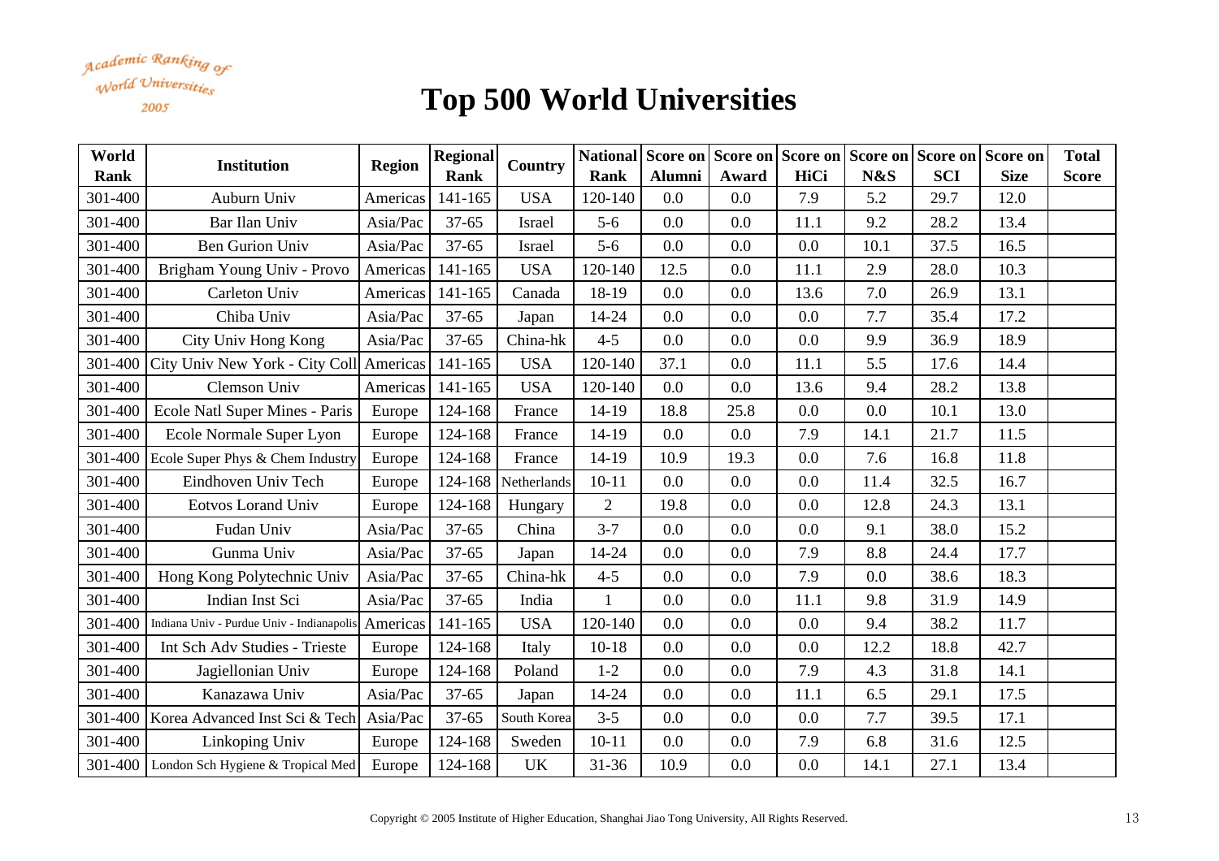# Top 500 World Universities

| World Rank | Institution | Region | Regional Rank | Country | National Rank | Score on Alumni | Score on Award | Score on HiCi | Score on N&S | Score on SCI | Score on Size | Total Score |
|---|---|---|---|---|---|---|---|---|---|---|---|---|
| 301-400 | Auburn Univ | Americas | 141-165 | USA | 120-140 | 0.0 | 0.0 | 7.9 | 5.2 | 29.7 | 12.0 | |
| 301-400 | Bar Ilan Univ | Asia/Pac | 37-65 | Israel | 5-6 | 0.0 | 0.0 | 11.1 | 9.2 | 28.2 | 13.4 | |
| 301-400 | Ben Gurion Univ | Asia/Pac | 37-65 | Israel | 5-6 | 0.0 | 0.0 | 0.0 | 10.1 | 37.5 | 16.5 | |
| 301-400 | Brigham Young Univ - Provo | Americas | 141-165 | USA | 120-140 | 12.5 | 0.0 | 11.1 | 2.9 | 28.0 | 10.3 | |
| 301-400 | Carleton Univ | Americas | 141-165 | Canada | 18-19 | 0.0 | 0.0 | 13.6 | 7.0 | 26.9 | 13.1 | |
| 301-400 | Chiba Univ | Asia/Pac | 37-65 | Japan | 14-24 | 0.0 | 0.0 | 0.0 | 7.7 | 35.4 | 17.2 | |
| 301-400 | City Univ Hong Kong | Asia/Pac | 37-65 | China-hk | 4-5 | 0.0 | 0.0 | 0.0 | 9.9 | 36.9 | 18.9 | |
| 301-400 | City Univ New York - City Coll | Americas | 141-165 | USA | 120-140 | 37.1 | 0.0 | 11.1 | 5.5 | 17.6 | 14.4 | |
| 301-400 | Clemson Univ | Americas | 141-165 | USA | 120-140 | 0.0 | 0.0 | 13.6 | 9.4 | 28.2 | 13.8 | |
| 301-400 | Ecole Natl Super Mines - Paris | Europe | 124-168 | France | 14-19 | 18.8 | 25.8 | 0.0 | 0.0 | 10.1 | 13.0 | |
| 301-400 | Ecole Normale Super Lyon | Europe | 124-168 | France | 14-19 | 0.0 | 0.0 | 7.9 | 14.1 | 21.7 | 11.5 | |
| 301-400 | Ecole Super Phys & Chem Industry | Europe | 124-168 | France | 14-19 | 10.9 | 19.3 | 0.0 | 7.6 | 16.8 | 11.8 | |
| 301-400 | Eindhoven Univ Tech | Europe | 124-168 | Netherlands | 10-11 | 0.0 | 0.0 | 0.0 | 11.4 | 32.5 | 16.7 | |
| 301-400 | Eotvos Lorand Univ | Europe | 124-168 | Hungary | 2 | 19.8 | 0.0 | 0.0 | 12.8 | 24.3 | 13.1 | |
| 301-400 | Fudan Univ | Asia/Pac | 37-65 | China | 3-7 | 0.0 | 0.0 | 0.0 | 9.1 | 38.0 | 15.2 | |
| 301-400 | Gunma Univ | Asia/Pac | 37-65 | Japan | 14-24 | 0.0 | 0.0 | 7.9 | 8.8 | 24.4 | 17.7 | |
| 301-400 | Hong Kong Polytechnic Univ | Asia/Pac | 37-65 | China-hk | 4-5 | 0.0 | 0.0 | 7.9 | 0.0 | 38.6 | 18.3 | |
| 301-400 | Indian Inst Sci | Asia/Pac | 37-65 | India | 1 | 0.0 | 0.0 | 11.1 | 9.8 | 31.9 | 14.9 | |
| 301-400 | Indiana Univ - Purdue Univ - Indianapolis | Americas | 141-165 | USA | 120-140 | 0.0 | 0.0 | 0.0 | 9.4 | 38.2 | 11.7 | |
| 301-400 | Int Sch Adv Studies - Trieste | Europe | 124-168 | Italy | 10-18 | 0.0 | 0.0 | 0.0 | 12.2 | 18.8 | 42.7 | |
| 301-400 | Jagiellonian Univ | Europe | 124-168 | Poland | 1-2 | 0.0 | 0.0 | 7.9 | 4.3 | 31.8 | 14.1 | |
| 301-400 | Kanazawa Univ | Asia/Pac | 37-65 | Japan | 14-24 | 0.0 | 0.0 | 11.1 | 6.5 | 29.1 | 17.5 | |
| 301-400 | Korea Advanced Inst Sci & Tech | Asia/Pac | 37-65 | South Korea | 3-5 | 0.0 | 0.0 | 0.0 | 7.7 | 39.5 | 17.1 | |
| 301-400 | Linkoping Univ | Europe | 124-168 | Sweden | 10-11 | 0.0 | 0.0 | 7.9 | 6.8 | 31.6 | 12.5 | |
| 301-400 | London Sch Hygiene & Tropical Med | Europe | 124-168 | UK | 31-36 | 10.9 | 0.0 | 0.0 | 14.1 | 27.1 | 13.4 | |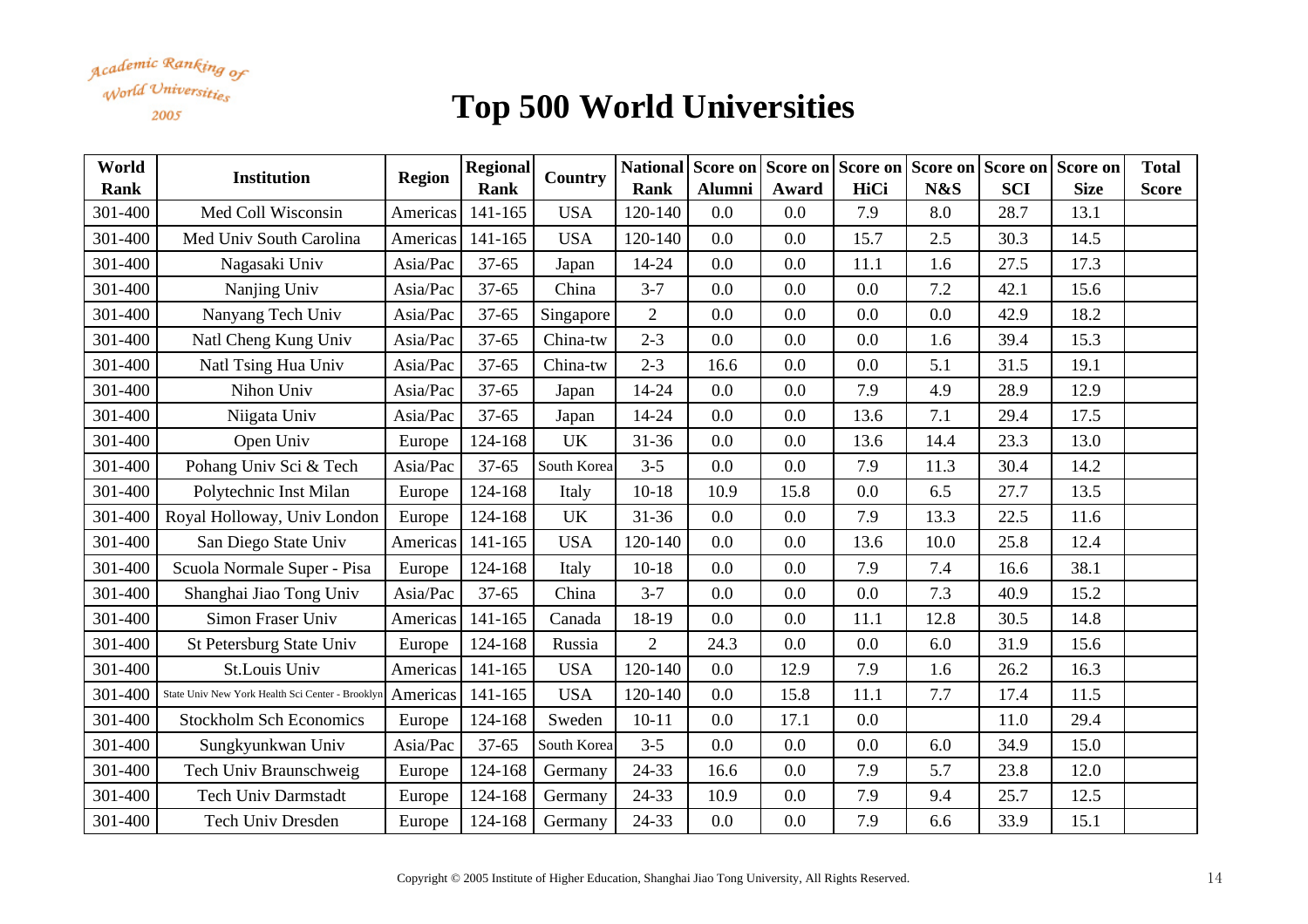Academic Ranking of World Universities 2005

# Top 500 World Universities

| World Rank | Institution | Region | Regional Rank | Country | National Rank | Score on Alumni | Score on Award | Score on HiCi | Score on N&S | Score on SCI | Score on Size | Total Score |
|---|---|---|---|---|---|---|---|---|---|---|---|---|
| 301-400 | Med Coll Wisconsin | Americas | 141-165 | USA | 120-140 | 0.0 | 0.0 | 7.9 | 8.0 | 28.7 | 13.1 | |
| 301-400 | Med Univ South Carolina | Americas | 141-165 | USA | 120-140 | 0.0 | 0.0 | 15.7 | 2.5 | 30.3 | 14.5 | |
| 301-400 | Nagasaki Univ | Asia/Pac | 37-65 | Japan | 14-24 | 0.0 | 0.0 | 11.1 | 1.6 | 27.5 | 17.3 | |
| 301-400 | Nanjing Univ | Asia/Pac | 37-65 | China | 3-7 | 0.0 | 0.0 | 0.0 | 7.2 | 42.1 | 15.6 | |
| 301-400 | Nanyang Tech Univ | Asia/Pac | 37-65 | Singapore | 2 | 0.0 | 0.0 | 0.0 | 0.0 | 42.9 | 18.2 | |
| 301-400 | Natl Cheng Kung Univ | Asia/Pac | 37-65 | China-tw | 2-3 | 0.0 | 0.0 | 0.0 | 1.6 | 39.4 | 15.3 | |
| 301-400 | Natl Tsing Hua Univ | Asia/Pac | 37-65 | China-tw | 2-3 | 16.6 | 0.0 | 0.0 | 5.1 | 31.5 | 19.1 | |
| 301-400 | Nihon Univ | Asia/Pac | 37-65 | Japan | 14-24 | 0.0 | 0.0 | 7.9 | 4.9 | 28.9 | 12.9 | |
| 301-400 | Niigata Univ | Asia/Pac | 37-65 | Japan | 14-24 | 0.0 | 0.0 | 13.6 | 7.1 | 29.4 | 17.5 | |
| 301-400 | Open Univ | Europe | 124-168 | UK | 31-36 | 0.0 | 0.0 | 13.6 | 14.4 | 23.3 | 13.0 | |
| 301-400 | Pohang Univ Sci & Tech | Asia/Pac | 37-65 | South Korea | 3-5 | 0.0 | 0.0 | 7.9 | 11.3 | 30.4 | 14.2 | |
| 301-400 | Polytechnic Inst Milan | Europe | 124-168 | Italy | 10-18 | 10.9 | 15.8 | 0.0 | 6.5 | 27.7 | 13.5 | |
| 301-400 | Royal Holloway, Univ London | Europe | 124-168 | UK | 31-36 | 0.0 | 0.0 | 7.9 | 13.3 | 22.5 | 11.6 | |
| 301-400 | San Diego State Univ | Americas | 141-165 | USA | 120-140 | 0.0 | 0.0 | 13.6 | 10.0 | 25.8 | 12.4 | |
| 301-400 | Scuola Normale Super - Pisa | Europe | 124-168 | Italy | 10-18 | 0.0 | 0.0 | 7.9 | 7.4 | 16.6 | 38.1 | |
| 301-400 | Shanghai Jiao Tong Univ | Asia/Pac | 37-65 | China | 3-7 | 0.0 | 0.0 | 0.0 | 7.3 | 40.9 | 15.2 | |
| 301-400 | Simon Fraser Univ | Americas | 141-165 | Canada | 18-19 | 0.0 | 0.0 | 11.1 | 12.8 | 30.5 | 14.8 | |
| 301-400 | St Petersburg State Univ | Europe | 124-168 | Russia | 2 | 24.3 | 0.0 | 0.0 | 6.0 | 31.9 | 15.6 | |
| 301-400 | St.Louis Univ | Americas | 141-165 | USA | 120-140 | 0.0 | 12.9 | 7.9 | 1.6 | 26.2 | 16.3 | |
| 301-400 | State Univ New York Health Sci Center - Brooklyn | Americas | 141-165 | USA | 120-140 | 0.0 | 15.8 | 11.1 | 7.7 | 17.4 | 11.5 | |
| 301-400 | Stockholm Sch Economics | Europe | 124-168 | Sweden | 10-11 | 0.0 | 17.1 | 0.0 | | 11.0 | 29.4 | |
| 301-400 | Sungkyunkwan Univ | Asia/Pac | 37-65 | South Korea | 3-5 | 0.0 | 0.0 | 0.0 | 6.0 | 34.9 | 15.0 | |
| 301-400 | Tech Univ Braunschweig | Europe | 124-168 | Germany | 24-33 | 16.6 | 0.0 | 7.9 | 5.7 | 23.8 | 12.0 | |
| 301-400 | Tech Univ Darmstadt | Europe | 124-168 | Germany | 24-33 | 10.9 | 0.0 | 7.9 | 9.4 | 25.7 | 12.5 | |
| 301-400 | Tech Univ Dresden | Europe | 124-168 | Germany | 24-33 | 0.0 | 0.0 | 7.9 | 6.6 | 33.9 | 15.1 | |

Copyright © 2005 Institute of Higher Education, Shanghai Jiao Tong University, All Rights Reserved.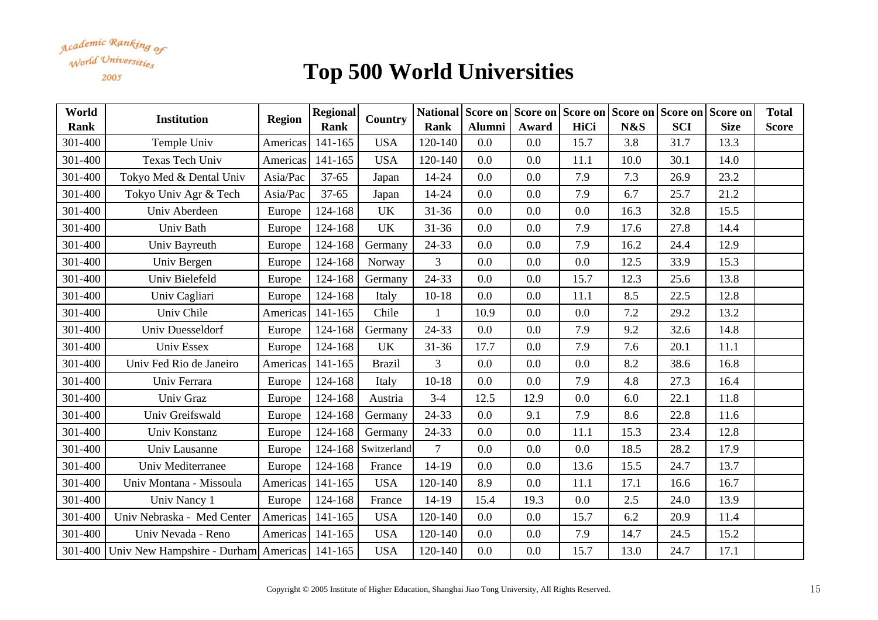# Top 500 World Universities

| World Rank | Institution | Region | Regional Rank | Country | National Rank | Score on Alumni | Score on Award | Score on HiCi | Score on N&S | Score on SCI | Score on Size | Total Score |
|---|---|---|---|---|---|---|---|---|---|---|---|---|
| 301-400 | Temple Univ | Americas | 141-165 | USA | 120-140 | 0.0 | 0.0 | 15.7 | 3.8 | 31.7 | 13.3 | |
| 301-400 | Texas Tech Univ | Americas | 141-165 | USA | 120-140 | 0.0 | 0.0 | 11.1 | 10.0 | 30.1 | 14.0 | |
| 301-400 | Tokyo Med & Dental Univ | Asia/Pac | 37-65 | Japan | 14-24 | 0.0 | 0.0 | 7.9 | 7.3 | 26.9 | 23.2 | |
| 301-400 | Tokyo Univ Agr & Tech | Asia/Pac | 37-65 | Japan | 14-24 | 0.0 | 0.0 | 7.9 | 6.7 | 25.7 | 21.2 | |
| 301-400 | Univ Aberdeen | Europe | 124-168 | UK | 31-36 | 0.0 | 0.0 | 0.0 | 16.3 | 32.8 | 15.5 | |
| 301-400 | Univ Bath | Europe | 124-168 | UK | 31-36 | 0.0 | 0.0 | 7.9 | 17.6 | 27.8 | 14.4 | |
| 301-400 | Univ Bayreuth | Europe | 124-168 | Germany | 24-33 | 0.0 | 0.0 | 7.9 | 16.2 | 24.4 | 12.9 | |
| 301-400 | Univ Bergen | Europe | 124-168 | Norway | 3 | 0.0 | 0.0 | 0.0 | 12.5 | 33.9 | 15.3 | |
| 301-400 | Univ Bielefeld | Europe | 124-168 | Germany | 24-33 | 0.0 | 0.0 | 15.7 | 12.3 | 25.6 | 13.8 | |
| 301-400 | Univ Cagliari | Europe | 124-168 | Italy | 10-18 | 0.0 | 0.0 | 11.1 | 8.5 | 22.5 | 12.8 | |
| 301-400 | Univ Chile | Americas | 141-165 | Chile | 1 | 10.9 | 0.0 | 0.0 | 7.2 | 29.2 | 13.2 | |
| 301-400 | Univ Duesseldorf | Europe | 124-168 | Germany | 24-33 | 0.0 | 0.0 | 7.9 | 9.2 | 32.6 | 14.8 | |
| 301-400 | Univ Essex | Europe | 124-168 | UK | 31-36 | 17.7 | 0.0 | 7.9 | 7.6 | 20.1 | 11.1 | |
| 301-400 | Univ Fed Rio de Janeiro | Americas | 141-165 | Brazil | 3 | 0.0 | 0.0 | 0.0 | 8.2 | 38.6 | 16.8 | |
| 301-400 | Univ Ferrara | Europe | 124-168 | Italy | 10-18 | 0.0 | 0.0 | 7.9 | 4.8 | 27.3 | 16.4 | |
| 301-400 | Univ Graz | Europe | 124-168 | Austria | 3-4 | 12.5 | 12.9 | 0.0 | 6.0 | 22.1 | 11.8 | |
| 301-400 | Univ Greifswald | Europe | 124-168 | Germany | 24-33 | 0.0 | 9.1 | 7.9 | 8.6 | 22.8 | 11.6 | |
| 301-400 | Univ Konstanz | Europe | 124-168 | Germany | 24-33 | 0.0 | 0.0 | 11.1 | 15.3 | 23.4 | 12.8 | |
| 301-400 | Univ Lausanne | Europe | 124-168 | Switzerland | 7 | 0.0 | 0.0 | 0.0 | 18.5 | 28.2 | 17.9 | |
| 301-400 | Univ Mediterranee | Europe | 124-168 | France | 14-19 | 0.0 | 0.0 | 13.6 | 15.5 | 24.7 | 13.7 | |
| 301-400 | Univ Montana - Missoula | Americas | 141-165 | USA | 120-140 | 8.9 | 0.0 | 11.1 | 17.1 | 16.6 | 16.7 | |
| 301-400 | Univ Nancy 1 | Europe | 124-168 | France | 14-19 | 15.4 | 19.3 | 0.0 | 2.5 | 24.0 | 13.9 | |
| 301-400 | Univ Nebraska - Med Center | Americas | 141-165 | USA | 120-140 | 0.0 | 0.0 | 15.7 | 6.2 | 20.9 | 11.4 | |
| 301-400 | Univ Nevada - Reno | Americas | 141-165 | USA | 120-140 | 0.0 | 0.0 | 7.9 | 14.7 | 24.5 | 15.2 | |
| 301-400 | Univ New Hampshire - Durham | Americas | 141-165 | USA | 120-140 | 0.0 | 0.0 | 15.7 | 13.0 | 24.7 | 17.1 | |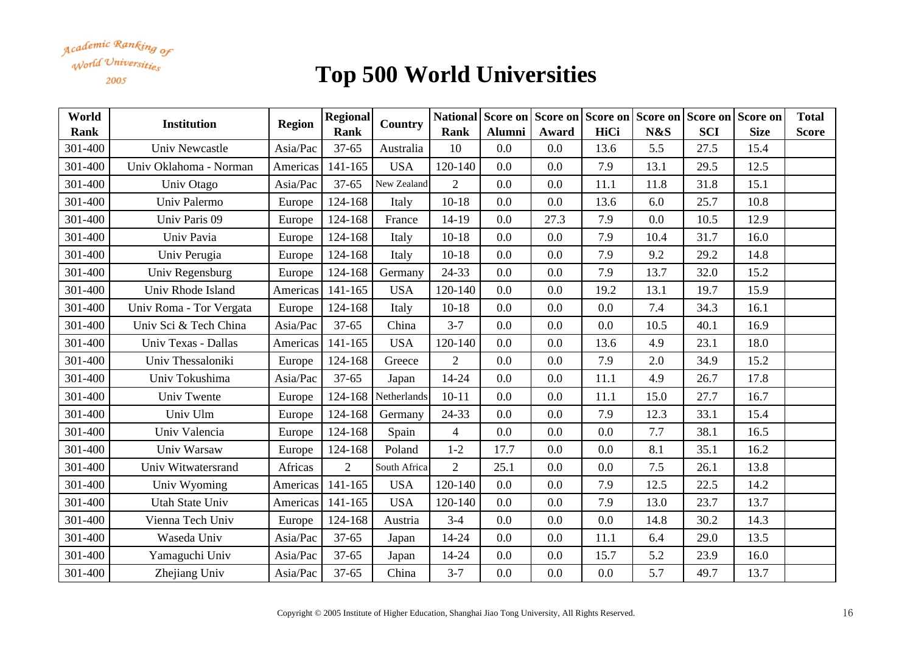# Top 500 World Universities

| World Rank | Institution | Region | Regional Rank | Country | National Rank | Score on Alumni | Score on Award | Score on HiCi | Score on N&S | Score on SCI | Score on Size | Total Score |
|---|---|---|---|---|---|---|---|---|---|---|---|---|
| 301-400 | Univ Newcastle | Asia/Pac | 37-65 | Australia | 10 | 0.0 | 0.0 | 13.6 | 5.5 | 27.5 | 15.4 | |
| 301-400 | Univ Oklahoma - Norman | Americas | 141-165 | USA | 120-140 | 0.0 | 0.0 | 7.9 | 13.1 | 29.5 | 12.5 | |
| 301-400 | Univ Otago | Asia/Pac | 37-65 | New Zealand | 2 | 0.0 | 0.0 | 11.1 | 11.8 | 31.8 | 15.1 | |
| 301-400 | Univ Palermo | Europe | 124-168 | Italy | 10-18 | 0.0 | 0.0 | 13.6 | 6.0 | 25.7 | 10.8 | |
| 301-400 | Univ Paris 09 | Europe | 124-168 | France | 14-19 | 0.0 | 27.3 | 7.9 | 0.0 | 10.5 | 12.9 | |
| 301-400 | Univ Pavia | Europe | 124-168 | Italy | 10-18 | 0.0 | 0.0 | 7.9 | 10.4 | 31.7 | 16.0 | |
| 301-400 | Univ Perugia | Europe | 124-168 | Italy | 10-18 | 0.0 | 0.0 | 7.9 | 9.2 | 29.2 | 14.8 | |
| 301-400 | Univ Regensburg | Europe | 124-168 | Germany | 24-33 | 0.0 | 0.0 | 7.9 | 13.7 | 32.0 | 15.2 | |
| 301-400 | Univ Rhode Island | Americas | 141-165 | USA | 120-140 | 0.0 | 0.0 | 19.2 | 13.1 | 19.7 | 15.9 | |
| 301-400 | Univ Roma - Tor Vergata | Europe | 124-168 | Italy | 10-18 | 0.0 | 0.0 | 0.0 | 7.4 | 34.3 | 16.1 | |
| 301-400 | Univ Sci & Tech China | Asia/Pac | 37-65 | China | 3-7 | 0.0 | 0.0 | 0.0 | 10.5 | 40.1 | 16.9 | |
| 301-400 | Univ Texas - Dallas | Americas | 141-165 | USA | 120-140 | 0.0 | 0.0 | 13.6 | 4.9 | 23.1 | 18.0 | |
| 301-400 | Univ Thessaloniki | Europe | 124-168 | Greece | 2 | 0.0 | 0.0 | 7.9 | 2.0 | 34.9 | 15.2 | |
| 301-400 | Univ Tokushima | Asia/Pac | 37-65 | Japan | 14-24 | 0.0 | 0.0 | 11.1 | 4.9 | 26.7 | 17.8 | |
| 301-400 | Univ Twente | Europe | 124-168 | Netherlands | 10-11 | 0.0 | 0.0 | 11.1 | 15.0 | 27.7 | 16.7 | |
| 301-400 | Univ Ulm | Europe | 124-168 | Germany | 24-33 | 0.0 | 0.0 | 7.9 | 12.3 | 33.1 | 15.4 | |
| 301-400 | Univ Valencia | Europe | 124-168 | Spain | 4 | 0.0 | 0.0 | 0.0 | 7.7 | 38.1 | 16.5 | |
| 301-400 | Univ Warsaw | Europe | 124-168 | Poland | 1-2 | 17.7 | 0.0 | 0.0 | 8.1 | 35.1 | 16.2 | |
| 301-400 | Univ Witwatersrand | Africas | 2 | South Africa | 2 | 25.1 | 0.0 | 0.0 | 7.5 | 26.1 | 13.8 | |
| 301-400 | Univ Wyoming | Americas | 141-165 | USA | 120-140 | 0.0 | 0.0 | 7.9 | 12.5 | 22.5 | 14.2 | |
| 301-400 | Utah State Univ | Americas | 141-165 | USA | 120-140 | 0.0 | 0.0 | 7.9 | 13.0 | 23.7 | 13.7 | |
| 301-400 | Vienna Tech Univ | Europe | 124-168 | Austria | 3-4 | 0.0 | 0.0 | 0.0 | 14.8 | 30.2 | 14.3 | |
| 301-400 | Waseda Univ | Asia/Pac | 37-65 | Japan | 14-24 | 0.0 | 0.0 | 11.1 | 6.4 | 29.0 | 13.5 | |
| 301-400 | Yamaguchi Univ | Asia/Pac | 37-65 | Japan | 14-24 | 0.0 | 0.0 | 15.7 | 5.2 | 23.9 | 16.0 | |
| 301-400 | Zhejiang Univ | Asia/Pac | 37-65 | China | 3-7 | 0.0 | 0.0 | 0.0 | 5.7 | 49.7 | 13.7 | |

Copyright © 2005 Institute of Higher Education, Shanghai Jiao Tong University, All Rights Reserved.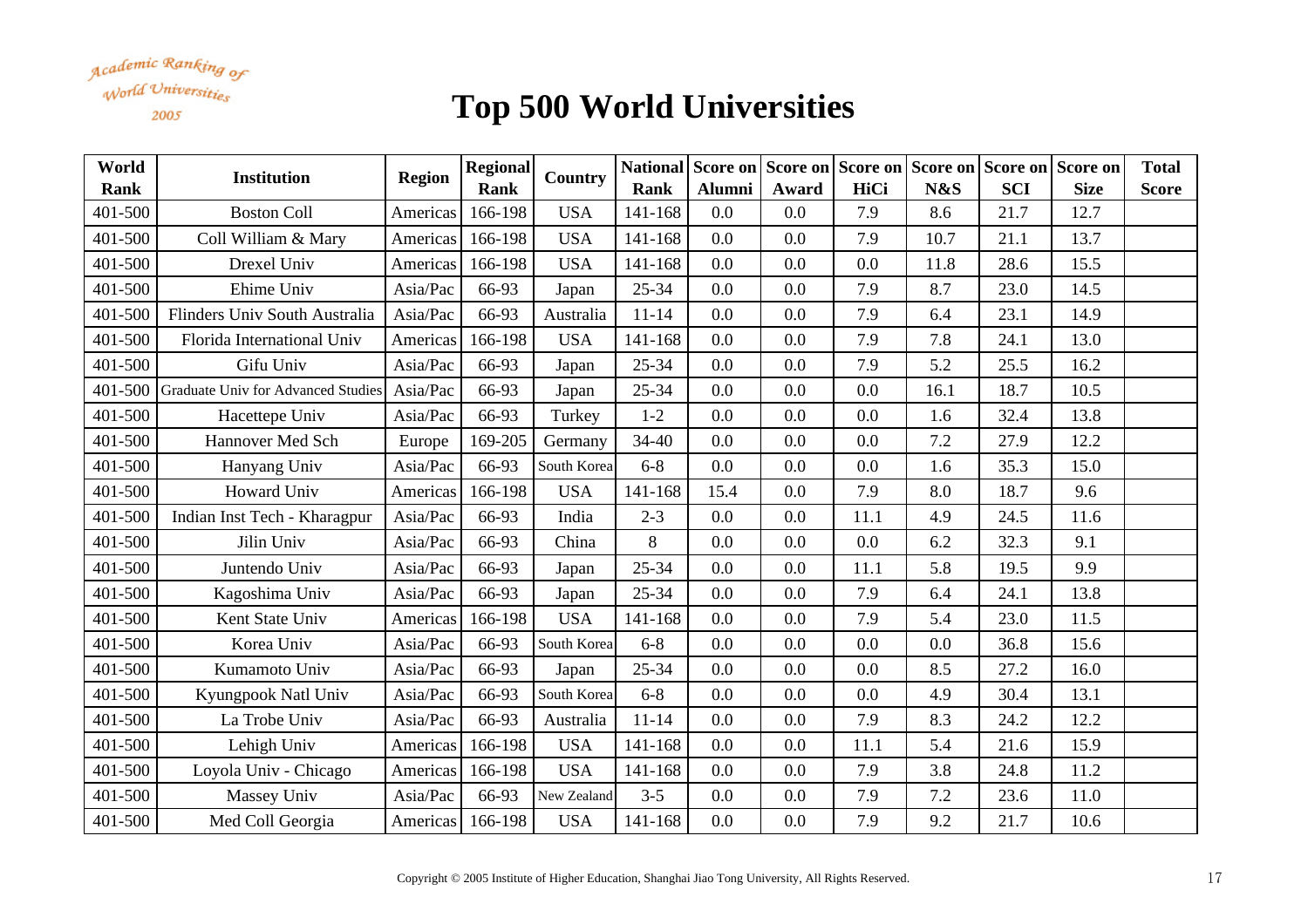# Top 500 World Universities

| World Rank | Institution | Region | Regional Rank | Country | National Rank | Score on Alumni | Score on Award | Score on HiCi | Score on N&S | Score on SCI | Score on Size | Total Score |
|---|---|---|---|---|---|---|---|---|---|---|---|---|
| 401-500 | Boston Coll | Americas | 166-198 | USA | 141-168 | 0.0 | 0.0 | 7.9 | 8.6 | 21.7 | 12.7 | |
| 401-500 | Coll William & Mary | Americas | 166-198 | USA | 141-168 | 0.0 | 0.0 | 7.9 | 10.7 | 21.1 | 13.7 | |
| 401-500 | Drexel Univ | Americas | 166-198 | USA | 141-168 | 0.0 | 0.0 | 0.0 | 11.8 | 28.6 | 15.5 | |
| 401-500 | Ehime Univ | Asia/Pac | 66-93 | Japan | 25-34 | 0.0 | 0.0 | 7.9 | 8.7 | 23.0 | 14.5 | |
| 401-500 | Flinders Univ South Australia | Asia/Pac | 66-93 | Australia | 11-14 | 0.0 | 0.0 | 7.9 | 6.4 | 23.1 | 14.9 | |
| 401-500 | Florida International Univ | Americas | 166-198 | USA | 141-168 | 0.0 | 0.0 | 7.9 | 7.8 | 24.1 | 13.0 | |
| 401-500 | Gifu Univ | Asia/Pac | 66-93 | Japan | 25-34 | 0.0 | 0.0 | 7.9 | 5.2 | 25.5 | 16.2 | |
| 401-500 | Graduate Univ for Advanced Studies | Asia/Pac | 66-93 | Japan | 25-34 | 0.0 | 0.0 | 0.0 | 16.1 | 18.7 | 10.5 | |
| 401-500 | Hacettepe Univ | Asia/Pac | 66-93 | Turkey | 1-2 | 0.0 | 0.0 | 0.0 | 1.6 | 32.4 | 13.8 | |
| 401-500 | Hannover Med Sch | Europe | 169-205 | Germany | 34-40 | 0.0 | 0.0 | 0.0 | 7.2 | 27.9 | 12.2 | |
| 401-500 | Hanyang Univ | Asia/Pac | 66-93 | South Korea | 6-8 | 0.0 | 0.0 | 0.0 | 1.6 | 35.3 | 15.0 | |
| 401-500 | Howard Univ | Americas | 166-198 | USA | 141-168 | 15.4 | 0.0 | 7.9 | 8.0 | 18.7 | 9.6 | |
| 401-500 | Indian Inst Tech - Kharagpur | Asia/Pac | 66-93 | India | 2-3 | 0.0 | 0.0 | 11.1 | 4.9 | 24.5 | 11.6 | |
| 401-500 | Jilin Univ | Asia/Pac | 66-93 | China | 8 | 0.0 | 0.0 | 0.0 | 6.2 | 32.3 | 9.1 | |
| 401-500 | Juntendo Univ | Asia/Pac | 66-93 | Japan | 25-34 | 0.0 | 0.0 | 11.1 | 5.8 | 19.5 | 9.9 | |
| 401-500 | Kagoshima Univ | Asia/Pac | 66-93 | Japan | 25-34 | 0.0 | 0.0 | 7.9 | 6.4 | 24.1 | 13.8 | |
| 401-500 | Kent State Univ | Americas | 166-198 | USA | 141-168 | 0.0 | 0.0 | 7.9 | 5.4 | 23.0 | 11.5 | |
| 401-500 | Korea Univ | Asia/Pac | 66-93 | South Korea | 6-8 | 0.0 | 0.0 | 0.0 | 0.0 | 36.8 | 15.6 | |
| 401-500 | Kumamoto Univ | Asia/Pac | 66-93 | Japan | 25-34 | 0.0 | 0.0 | 0.0 | 8.5 | 27.2 | 16.0 | |
| 401-500 | Kyungpook Natl Univ | Asia/Pac | 66-93 | South Korea | 6-8 | 0.0 | 0.0 | 0.0 | 4.9 | 30.4 | 13.1 | |
| 401-500 | La Trobe Univ | Asia/Pac | 66-93 | Australia | 11-14 | 0.0 | 0.0 | 7.9 | 8.3 | 24.2 | 12.2 | |
| 401-500 | Lehigh Univ | Americas | 166-198 | USA | 141-168 | 0.0 | 0.0 | 11.1 | 5.4 | 21.6 | 15.9 | |
| 401-500 | Loyola Univ - Chicago | Americas | 166-198 | USA | 141-168 | 0.0 | 0.0 | 7.9 | 3.8 | 24.8 | 11.2 | |
| 401-500 | Massey Univ | Asia/Pac | 66-93 | New Zealand | 3-5 | 0.0 | 0.0 | 7.9 | 7.2 | 23.6 | 11.0 | |
| 401-500 | Med Coll Georgia | Americas | 166-198 | USA | 141-168 | 0.0 | 0.0 | 7.9 | 9.2 | 21.7 | 10.6 | |

Copyright © 2005 Institute of Higher Education, Shanghai Jiao Tong University, All Rights Reserved.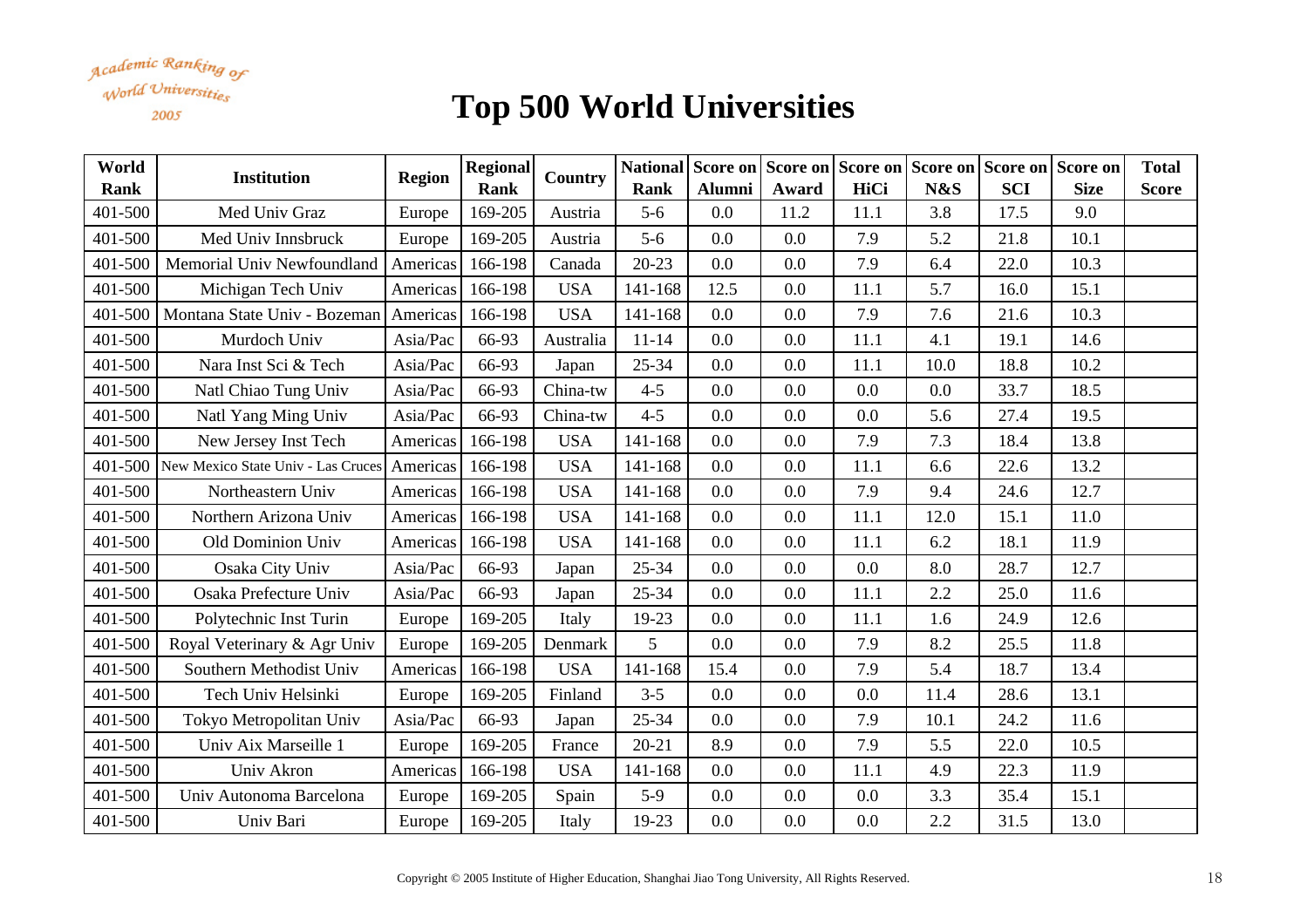Academic Ranking of World Universities 2005

# Top 500 World Universities

| World Rank | Institution | Region | Regional Rank | Country | National Rank | Score on Alumni | Score on Award | Score on HiCi | Score on N&S | Score on SCI | Score on Size | Total Score |
|---|---|---|---|---|---|---|---|---|---|---|---|---|
| 401-500 | Med Univ Graz | Europe | 169-205 | Austria | 5-6 | 0.0 | 11.2 | 11.1 | 3.8 | 17.5 | 9.0 | |
| 401-500 | Med Univ Innsbruck | Europe | 169-205 | Austria | 5-6 | 0.0 | 0.0 | 7.9 | 5.2 | 21.8 | 10.1 | |
| 401-500 | Memorial Univ Newfoundland | Americas | 166-198 | Canada | 20-23 | 0.0 | 0.0 | 7.9 | 6.4 | 22.0 | 10.3 | |
| 401-500 | Michigan Tech Univ | Americas | 166-198 | USA | 141-168 | 12.5 | 0.0 | 11.1 | 5.7 | 16.0 | 15.1 | |
| 401-500 | Montana State Univ - Bozeman | Americas | 166-198 | USA | 141-168 | 0.0 | 0.0 | 7.9 | 7.6 | 21.6 | 10.3 | |
| 401-500 | Murdoch Univ | Asia/Pac | 66-93 | Australia | 11-14 | 0.0 | 0.0 | 11.1 | 4.1 | 19.1 | 14.6 | |
| 401-500 | Nara Inst Sci & Tech | Asia/Pac | 66-93 | Japan | 25-34 | 0.0 | 0.0 | 11.1 | 10.0 | 18.8 | 10.2 | |
| 401-500 | Natl Chiao Tung Univ | Asia/Pac | 66-93 | China-tw | 4-5 | 0.0 | 0.0 | 0.0 | 0.0 | 33.7 | 18.5 | |
| 401-500 | Natl Yang Ming Univ | Asia/Pac | 66-93 | China-tw | 4-5 | 0.0 | 0.0 | 0.0 | 5.6 | 27.4 | 19.5 | |
| 401-500 | New Jersey Inst Tech | Americas | 166-198 | USA | 141-168 | 0.0 | 0.0 | 7.9 | 7.3 | 18.4 | 13.8 | |
| 401-500 | New Mexico State Univ - Las Cruces | Americas | 166-198 | USA | 141-168 | 0.0 | 0.0 | 11.1 | 6.6 | 22.6 | 13.2 | |
| 401-500 | Northeastern Univ | Americas | 166-198 | USA | 141-168 | 0.0 | 0.0 | 7.9 | 9.4 | 24.6 | 12.7 | |
| 401-500 | Northern Arizona Univ | Americas | 166-198 | USA | 141-168 | 0.0 | 0.0 | 11.1 | 12.0 | 15.1 | 11.0 | |
| 401-500 | Old Dominion Univ | Americas | 166-198 | USA | 141-168 | 0.0 | 0.0 | 11.1 | 6.2 | 18.1 | 11.9 | |
| 401-500 | Osaka City Univ | Asia/Pac | 66-93 | Japan | 25-34 | 0.0 | 0.0 | 0.0 | 8.0 | 28.7 | 12.7 | |
| 401-500 | Osaka Prefecture Univ | Asia/Pac | 66-93 | Japan | 25-34 | 0.0 | 0.0 | 11.1 | 2.2 | 25.0 | 11.6 | |
| 401-500 | Polytechnic Inst Turin | Europe | 169-205 | Italy | 19-23 | 0.0 | 0.0 | 11.1 | 1.6 | 24.9 | 12.6 | |
| 401-500 | Royal Veterinary & Agr Univ | Europe | 169-205 | Denmark | 5 | 0.0 | 0.0 | 7.9 | 8.2 | 25.5 | 11.8 | |
| 401-500 | Southern Methodist Univ | Americas | 166-198 | USA | 141-168 | 15.4 | 0.0 | 7.9 | 5.4 | 18.7 | 13.4 | |
| 401-500 | Tech Univ Helsinki | Europe | 169-205 | Finland | 3-5 | 0.0 | 0.0 | 0.0 | 11.4 | 28.6 | 13.1 | |
| 401-500 | Tokyo Metropolitan Univ | Asia/Pac | 66-93 | Japan | 25-34 | 0.0 | 0.0 | 7.9 | 10.1 | 24.2 | 11.6 | |
| 401-500 | Univ Aix Marseille 1 | Europe | 169-205 | France | 20-21 | 8.9 | 0.0 | 7.9 | 5.5 | 22.0 | 10.5 | |
| 401-500 | Univ Akron | Americas | 166-198 | USA | 141-168 | 0.0 | 0.0 | 11.1 | 4.9 | 22.3 | 11.9 | |
| 401-500 | Univ Autonoma Barcelona | Europe | 169-205 | Spain | 5-9 | 0.0 | 0.0 | 0.0 | 3.3 | 35.4 | 15.1 | |
| 401-500 | Univ Bari | Europe | 169-205 | Italy | 19-23 | 0.0 | 0.0 | 0.0 | 2.2 | 31.5 | 13.0 | |

Copyright © 2005 Institute of Higher Education, Shanghai Jiao Tong University, All Rights Reserved.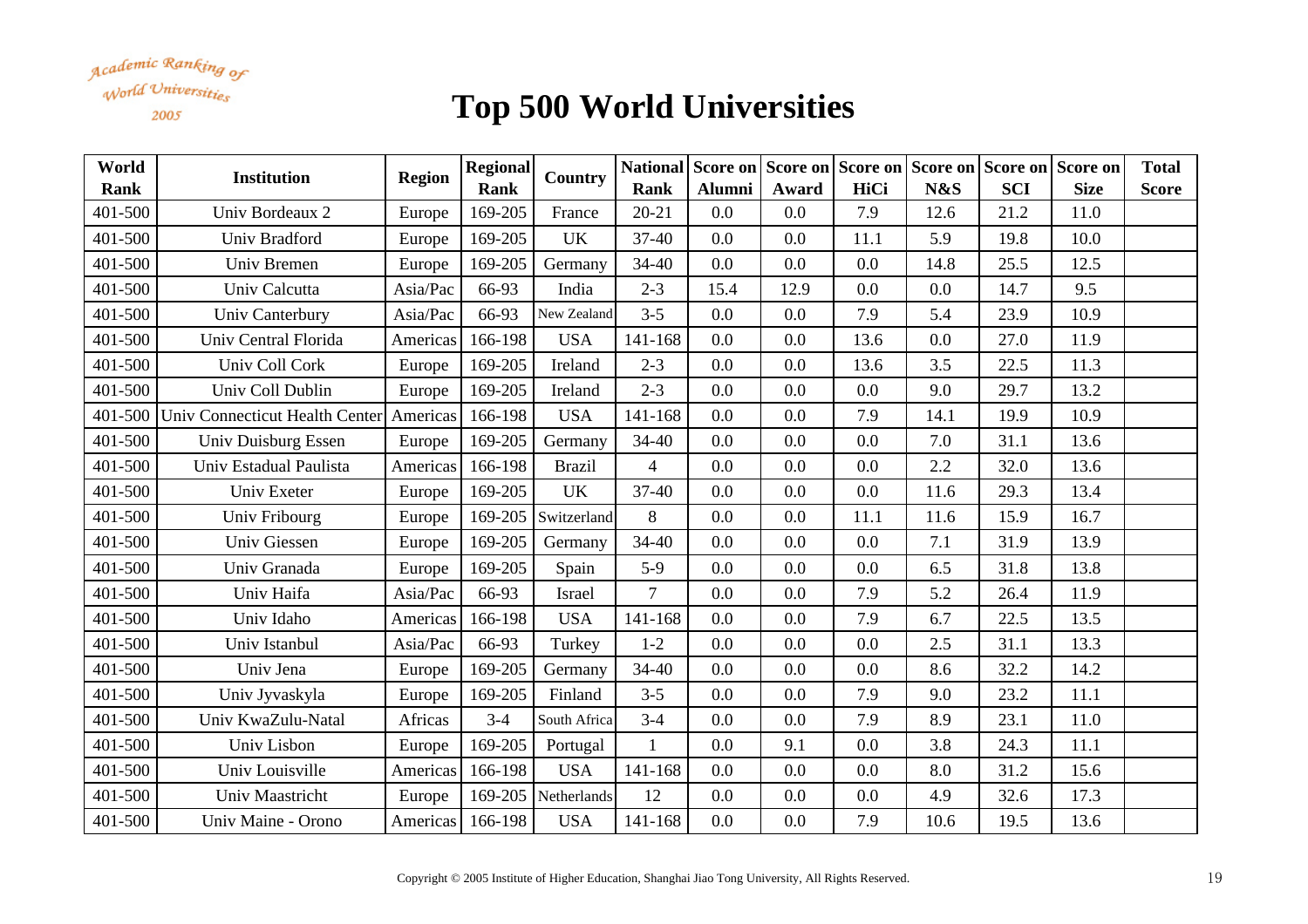# Top 500 World Universities

| World Rank | Institution | Region | Regional Rank | Country | National Rank | Score on Alumni | Score on Award | Score on HiCi | Score on N&S | Score on SCI | Score on Size | Total Score |
|---|---|---|---|---|---|---|---|---|---|---|---|---|
| 401-500 | Univ Bordeaux 2 | Europe | 169-205 | France | 20-21 | 0.0 | 0.0 | 7.9 | 12.6 | 21.2 | 11.0 | |
| 401-500 | Univ Bradford | Europe | 169-205 | UK | 37-40 | 0.0 | 0.0 | 11.1 | 5.9 | 19.8 | 10.0 | |
| 401-500 | Univ Bremen | Europe | 169-205 | Germany | 34-40 | 0.0 | 0.0 | 0.0 | 14.8 | 25.5 | 12.5 | |
| 401-500 | Univ Calcutta | Asia/Pac | 66-93 | India | 2-3 | 15.4 | 12.9 | 0.0 | 0.0 | 14.7 | 9.5 | |
| 401-500 | Univ Canterbury | Asia/Pac | 66-93 | New Zealand | 3-5 | 0.0 | 0.0 | 7.9 | 5.4 | 23.9 | 10.9 | |
| 401-500 | Univ Central Florida | Americas | 166-198 | USA | 141-168 | 0.0 | 0.0 | 13.6 | 0.0 | 27.0 | 11.9 | |
| 401-500 | Univ Coll Cork | Europe | 169-205 | Ireland | 2-3 | 0.0 | 0.0 | 13.6 | 3.5 | 22.5 | 11.3 | |
| 401-500 | Univ Coll Dublin | Europe | 169-205 | Ireland | 2-3 | 0.0 | 0.0 | 0.0 | 9.0 | 29.7 | 13.2 | |
| 401-500 | Univ Connecticut Health Center | Americas | 166-198 | USA | 141-168 | 0.0 | 0.0 | 7.9 | 14.1 | 19.9 | 10.9 | |
| 401-500 | Univ Duisburg Essen | Europe | 169-205 | Germany | 34-40 | 0.0 | 0.0 | 0.0 | 7.0 | 31.1 | 13.6 | |
| 401-500 | Univ Estadual Paulista | Americas | 166-198 | Brazil | 4 | 0.0 | 0.0 | 0.0 | 2.2 | 32.0 | 13.6 | |
| 401-500 | Univ Exeter | Europe | 169-205 | UK | 37-40 | 0.0 | 0.0 | 0.0 | 11.6 | 29.3 | 13.4 | |
| 401-500 | Univ Fribourg | Europe | 169-205 | Switzerland | 8 | 0.0 | 0.0 | 11.1 | 11.6 | 15.9 | 16.7 | |
| 401-500 | Univ Giessen | Europe | 169-205 | Germany | 34-40 | 0.0 | 0.0 | 0.0 | 7.1 | 31.9 | 13.9 | |
| 401-500 | Univ Granada | Europe | 169-205 | Spain | 5-9 | 0.0 | 0.0 | 0.0 | 6.5 | 31.8 | 13.8 | |
| 401-500 | Univ Haifa | Asia/Pac | 66-93 | Israel | 7 | 0.0 | 0.0 | 7.9 | 5.2 | 26.4 | 11.9 | |
| 401-500 | Univ Idaho | Americas | 166-198 | USA | 141-168 | 0.0 | 0.0 | 7.9 | 6.7 | 22.5 | 13.5 | |
| 401-500 | Univ Istanbul | Asia/Pac | 66-93 | Turkey | 1-2 | 0.0 | 0.0 | 0.0 | 2.5 | 31.1 | 13.3 | |
| 401-500 | Univ Jena | Europe | 169-205 | Germany | 34-40 | 0.0 | 0.0 | 0.0 | 8.6 | 32.2 | 14.2 | |
| 401-500 | Univ Jyvaskyla | Europe | 169-205 | Finland | 3-5 | 0.0 | 0.0 | 7.9 | 9.0 | 23.2 | 11.1 | |
| 401-500 | Univ KwaZulu-Natal | Africas | 3-4 | South Africa | 3-4 | 0.0 | 0.0 | 7.9 | 8.9 | 23.1 | 11.0 | |
| 401-500 | Univ Lisbon | Europe | 169-205 | Portugal | 1 | 0.0 | 9.1 | 0.0 | 3.8 | 24.3 | 11.1 | |
| 401-500 | Univ Louisville | Americas | 166-198 | USA | 141-168 | 0.0 | 0.0 | 0.0 | 8.0 | 31.2 | 15.6 | |
| 401-500 | Univ Maastricht | Europe | 169-205 | Netherlands | 12 | 0.0 | 0.0 | 0.0 | 4.9 | 32.6 | 17.3 | |
| 401-500 | Univ Maine - Orono | Americas | 166-198 | USA | 141-168 | 0.0 | 0.0 | 7.9 | 10.6 | 19.5 | 13.6 | |

Copyright © 2005 Institute of Higher Education, Shanghai Jiao Tong University, All Rights Reserved.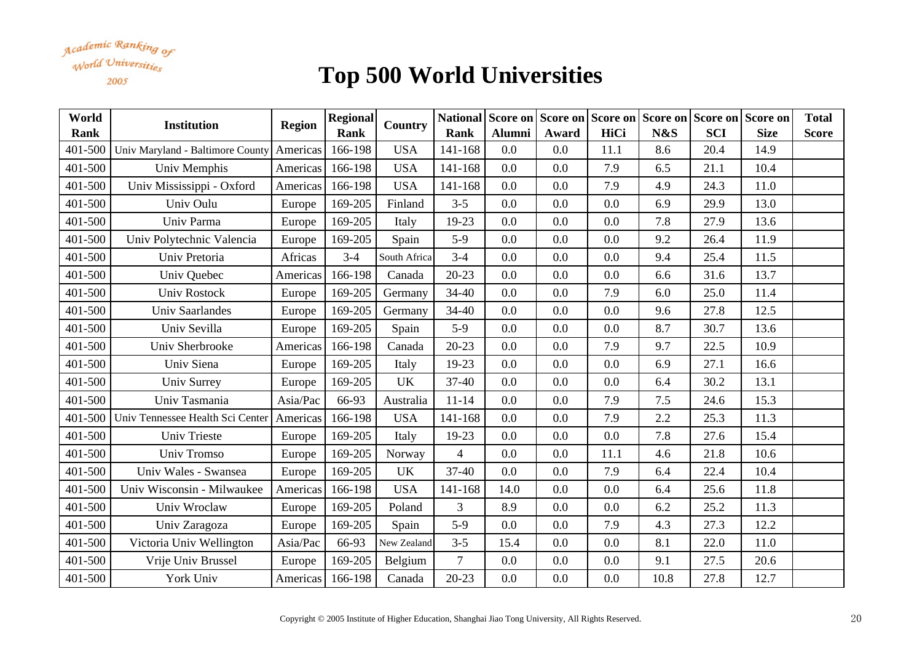# Top 500 World Universities

| World Rank | Institution | Region | Regional Rank | Country | National Rank | Score on Alumni | Score on Award | Score on HiCi | Score on N&S | Score on SCI | Score on Size | Total Score |
|---|---|---|---|---|---|---|---|---|---|---|---|---|
| 401-500 | Univ Maryland - Baltimore County | Americas | 166-198 | USA | 141-168 | 0.0 | 0.0 | 11.1 | 8.6 | 20.4 | 14.9 | |
| 401-500 | Univ Memphis | Americas | 166-198 | USA | 141-168 | 0.0 | 0.0 | 7.9 | 6.5 | 21.1 | 10.4 | |
| 401-500 | Univ Mississippi - Oxford | Americas | 166-198 | USA | 141-168 | 0.0 | 0.0 | 7.9 | 4.9 | 24.3 | 11.0 | |
| 401-500 | Univ Oulu | Europe | 169-205 | Finland | 3-5 | 0.0 | 0.0 | 0.0 | 6.9 | 29.9 | 13.0 | |
| 401-500 | Univ Parma | Europe | 169-205 | Italy | 19-23 | 0.0 | 0.0 | 0.0 | 7.8 | 27.9 | 13.6 | |
| 401-500 | Univ Polytechnic Valencia | Europe | 169-205 | Spain | 5-9 | 0.0 | 0.0 | 0.0 | 9.2 | 26.4 | 11.9 | |
| 401-500 | Univ Pretoria | Africas | 3-4 | South Africa | 3-4 | 0.0 | 0.0 | 0.0 | 9.4 | 25.4 | 11.5 | |
| 401-500 | Univ Quebec | Americas | 166-198 | Canada | 20-23 | 0.0 | 0.0 | 0.0 | 6.6 | 31.6 | 13.7 | |
| 401-500 | Univ Rostock | Europe | 169-205 | Germany | 34-40 | 0.0 | 0.0 | 7.9 | 6.0 | 25.0 | 11.4 | |
| 401-500 | Univ Saarlandes | Europe | 169-205 | Germany | 34-40 | 0.0 | 0.0 | 0.0 | 9.6 | 27.8 | 12.5 | |
| 401-500 | Univ Sevilla | Europe | 169-205 | Spain | 5-9 | 0.0 | 0.0 | 0.0 | 8.7 | 30.7 | 13.6 | |
| 401-500 | Univ Sherbrooke | Americas | 166-198 | Canada | 20-23 | 0.0 | 0.0 | 7.9 | 9.7 | 22.5 | 10.9 | |
| 401-500 | Univ Siena | Europe | 169-205 | Italy | 19-23 | 0.0 | 0.0 | 0.0 | 6.9 | 27.1 | 16.6 | |
| 401-500 | Univ Surrey | Europe | 169-205 | UK | 37-40 | 0.0 | 0.0 | 0.0 | 6.4 | 30.2 | 13.1 | |
| 401-500 | Univ Tasmania | Asia/Pac | 66-93 | Australia | 11-14 | 0.0 | 0.0 | 7.9 | 7.5 | 24.6 | 15.3 | |
| 401-500 | Univ Tennessee Health Sci Center | Americas | 166-198 | USA | 141-168 | 0.0 | 0.0 | 7.9 | 2.2 | 25.3 | 11.3 | |
| 401-500 | Univ Trieste | Europe | 169-205 | Italy | 19-23 | 0.0 | 0.0 | 0.0 | 7.8 | 27.6 | 15.4 | |
| 401-500 | Univ Tromso | Europe | 169-205 | Norway | 4 | 0.0 | 0.0 | 11.1 | 4.6 | 21.8 | 10.6 | |
| 401-500 | Univ Wales - Swansea | Europe | 169-205 | UK | 37-40 | 0.0 | 0.0 | 7.9 | 6.4 | 22.4 | 10.4 | |
| 401-500 | Univ Wisconsin - Milwaukee | Americas | 166-198 | USA | 141-168 | 14.0 | 0.0 | 0.0 | 6.4 | 25.6 | 11.8 | |
| 401-500 | Univ Wroclaw | Europe | 169-205 | Poland | 3 | 8.9 | 0.0 | 0.0 | 6.2 | 25.2 | 11.3 | |
| 401-500 | Univ Zaragoza | Europe | 169-205 | Spain | 5-9 | 0.0 | 0.0 | 7.9 | 4.3 | 27.3 | 12.2 | |
| 401-500 | Victoria Univ Wellington | Asia/Pac | 66-93 | New Zealand | 3-5 | 15.4 | 0.0 | 0.0 | 8.1 | 22.0 | 11.0 | |
| 401-500 | Vrije Univ Brussel | Europe | 169-205 | Belgium | 7 | 0.0 | 0.0 | 0.0 | 9.1 | 27.5 | 20.6 | |
| 401-500 | York Univ | Americas | 166-198 | Canada | 20-23 | 0.0 | 0.0 | 0.0 | 10.8 | 27.8 | 12.7 | |

Copyright © 2005 Institute of Higher Education, Shanghai Jiao Tong University, All Rights Reserved.